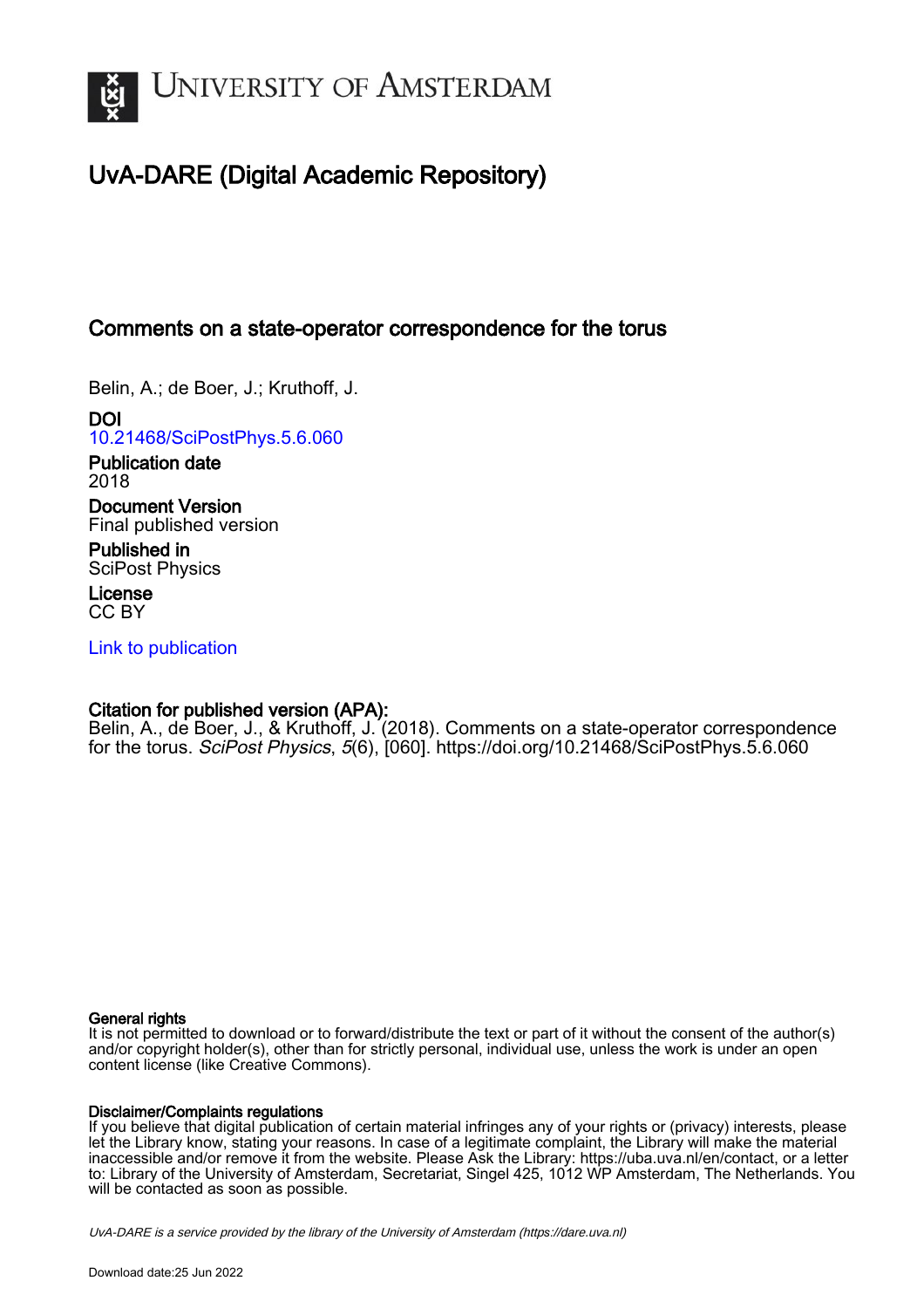UNIVERSITY OF AMSTERDAM

# UvA-DARE (Digital Academic Repository)

## Comments on a state-operator correspondence for the torus

Belin, A.; de Boer, J.; Kruthoff, J.

**DOI**
10.21468/SciPostPhys.5.6.060

**Publication date**
2018

**Document Version**
Final published version

**Published in**
SciPost Physics

**License**
CC BY

Link to publication

**Citation for published version (APA):**
Belin, A., de Boer, J., & Kruthoff, J. (2018). Comments on a state-operator correspondence for the torus. *SciPost Physics*, *5*(6), [060]. https://doi.org/10.21468/SciPostPhys.5.6.060

**General rights**
It is not permitted to download or to forward/distribute the text or part of it without the consent of the author(s) and/or copyright holder(s), other than for strictly personal, individual use, unless the work is under an open content license (like Creative Commons).

**Disclaimer/Complaints regulations**
If you believe that digital publication of certain material infringes any of your rights or (privacy) interests, please let the Library know, stating your reasons. In case of a legitimate complaint, the Library will make the material inaccessible and/or remove it from the website. Please Ask the Library: https://uba.uva.nl/en/contact, or a letter to: Library of the University of Amsterdam, Secretariat, Singel 425, 1012 WP Amsterdam, The Netherlands. You will be contacted as soon as possible.

UvA-DARE is a service provided by the library of the University of Amsterdam (https://dare.uva.nl)

Download date:25 Jun 2022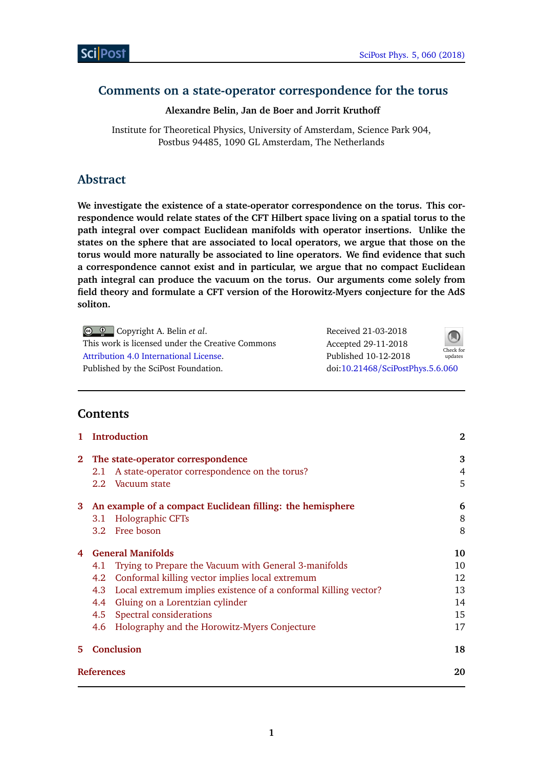# Comments on a state-operator correspondence for the torus

**Alexandre Belin, Jan de Boer and Jorrit Kruthoff**

Institute for Theoretical Physics, University of Amsterdam, Science Park 904, Postbus 94485, 1090 GL Amsterdam, The Netherlands

## Abstract

**We investigate the existence of a state-operator correspondence on the torus. This correspondence would relate states of the CFT Hilbert space living on a spatial torus to the path integral over compact Euclidean manifolds with operator insertions. Unlike the states on the sphere that are associated to local operators, we argue that those on the torus would more naturally be associated to line operators. We find evidence that such a correspondence cannot exist and in particular, we argue that no compact Euclidean path integral can produce the vacuum on the torus. Our arguments come solely from field theory and formulate a CFT version of the Horowitz-Myers conjecture for the AdS soliton.**

Copyright A. Belin *et al*.
This work is licensed under the Creative Commons Attribution 4.0 International License.
Published by the SciPost Foundation.

Received 21-03-2018
Accepted 29-11-2018
Published 10-12-2018
doi:10.21468/SciPostPhys.5.6.060

## Contents

1 Introduction — 2

2 The state-operator correspondence — 3
- 2.1 A state-operator correspondence on the torus? — 4
- 2.2 Vacuum state — 5

3 An example of a compact Euclidean filling: the hemisphere — 6
- 3.1 Holographic CFTs — 8
- 3.2 Free boson — 8

4 General Manifolds — 10
- 4.1 Trying to Prepare the Vacuum with General 3-manifolds — 10
- 4.2 Conformal killing vector implies local extremum — 12
- 4.3 Local extremum implies existence of a conformal Killing vector? — 13
- 4.4 Gluing on a Lorentzian cylinder — 14
- 4.5 Spectral considerations — 15
- 4.6 Holography and the Horowitz-Myers Conjecture — 17

5 Conclusion — 18

References — 20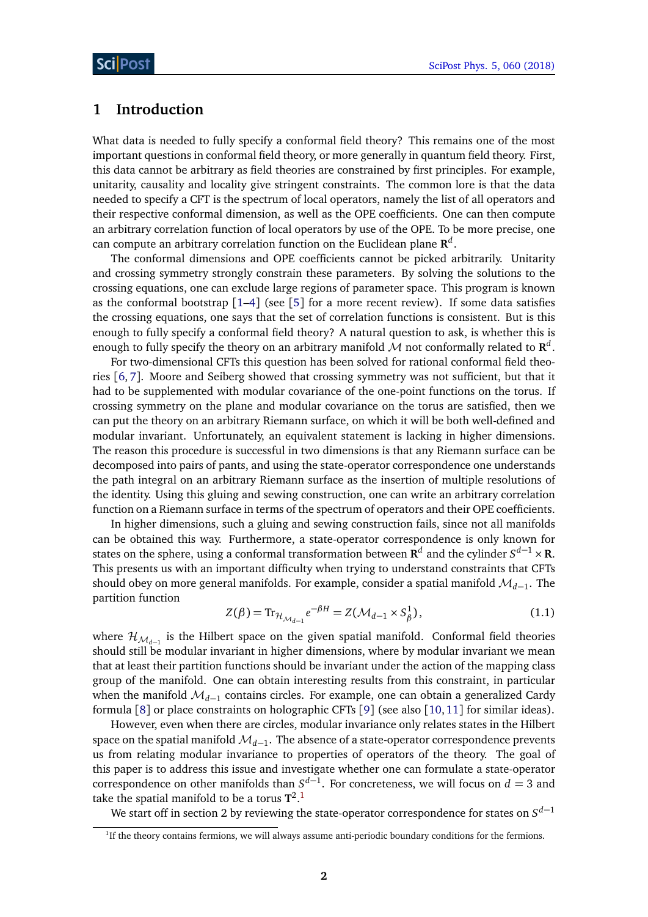## 1 Introduction

What data is needed to fully specify a conformal field theory? This remains one of the most important questions in conformal field theory, or more generally in quantum field theory. First, this data cannot be arbitrary as field theories are constrained by first principles. For example, unitarity, causality and locality give stringent constraints. The common lore is that the data needed to specify a CFT is the spectrum of local operators, namely the list of all operators and their respective conformal dimension, as well as the OPE coefficients. One can then compute an arbitrary correlation function of local operators by use of the OPE. To be more precise, one can compute an arbitrary correlation function on the Euclidean plane $\mathbf{R}^d$.

The conformal dimensions and OPE coefficients cannot be picked arbitrarily. Unitarity and crossing symmetry strongly constrain these parameters. By solving the solutions to the crossing equations, one can exclude large regions of parameter space. This program is known as the conformal bootstrap [1–4] (see [5] for a more recent review). If some data satisfies the crossing equations, one says that the set of correlation functions is consistent. But is this enough to fully specify a conformal field theory? A natural question to ask, is whether this is enough to fully specify the theory on an arbitrary manifold $\mathcal{M}$ not conformally related to $\mathbf{R}^d$.

For two-dimensional CFTs this question has been solved for rational conformal field theories [6, 7]. Moore and Seiberg showed that crossing symmetry was not sufficient, but that it had to be supplemented with modular covariance of the one-point functions on the torus. If crossing symmetry on the plane and modular covariance on the torus are satisfied, then we can put the theory on an arbitrary Riemann surface, on which it will be both well-defined and modular invariant. Unfortunately, an equivalent statement is lacking in higher dimensions. The reason this procedure is successful in two dimensions is that any Riemann surface can be decomposed into pairs of pants, and using the state-operator correspondence one understands the path integral on an arbitrary Riemann surface as the insertion of multiple resolutions of the identity. Using this gluing and sewing construction, one can write an arbitrary correlation function on a Riemann surface in terms of the spectrum of operators and their OPE coefficients.

In higher dimensions, such a gluing and sewing construction fails, since not all manifolds can be obtained this way. Furthermore, a state-operator correspondence is only known for states on the sphere, using a conformal transformation between $\mathbf{R}^d$ and the cylinder $S^{d-1} \times \mathbf{R}$. This presents us with an important difficulty when trying to understand constraints that CFTs should obey on more general manifolds. For example, consider a spatial manifold $\mathcal{M}_{d-1}$. The partition function

$$Z(\beta) = \mathrm{Tr}_{\mathcal{H}_{\mathcal{M}_{d-1}}} e^{-\beta H} = Z(\mathcal{M}_{d-1} \times S^1_\beta), \tag{1.1}$$

where $\mathcal{H}_{\mathcal{M}_{d-1}}$ is the Hilbert space on the given spatial manifold. Conformal field theories should still be modular invariant in higher dimensions, where by modular invariant we mean that at least their partition functions should be invariant under the action of the mapping class group of the manifold. One can obtain interesting results from this constraint, in particular when the manifold $\mathcal{M}_{d-1}$ contains circles. For example, one can obtain a generalized Cardy formula [8] or place constraints on holographic CFTs [9] (see also [10, 11] for similar ideas).

However, even when there are circles, modular invariance only relates states in the Hilbert space on the spatial manifold $\mathcal{M}_{d-1}$. The absence of a state-operator correspondence prevents us from relating modular invariance to properties of operators of the theory. The goal of this paper is to address this issue and investigate whether one can formulate a state-operator correspondence on other manifolds than $S^{d-1}$. For concreteness, we will focus on $d = 3$ and take the spatial manifold to be a torus $\mathbf{T}^2$.[1]

We start off in section 2 by reviewing the state-operator correspondence for states on $S^{d-1}$

[1] If the theory contains fermions, we will always assume anti-periodic boundary conditions for the fermions.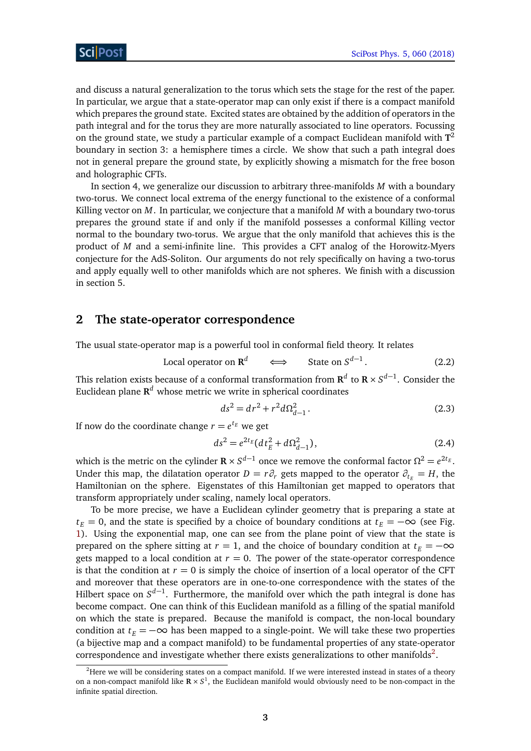and discuss a natural generalization to the torus which sets the stage for the rest of the paper. In particular, we argue that a state-operator map can only exist if there is a compact manifold which prepares the ground state. Excited states are obtained by the addition of operators in the path integral and for the torus they are more naturally associated to line operators. Focussing on the ground state, we study a particular example of a compact Euclidean manifold with $\mathbf{T}^2$ boundary in section 3: a hemisphere times a circle. We show that such a path integral does not in general prepare the ground state, by explicitly showing a mismatch for the free boson and holographic CFTs.

In section 4, we generalize our discussion to arbitrary three-manifolds $M$ with a boundary two-torus. We connect local extrema of the energy functional to the existence of a conformal Killing vector on $M$. In particular, we conjecture that a manifold $M$ with a boundary two-torus prepares the ground state if and only if the manifold possesses a conformal Killing vector normal to the boundary two-torus. We argue that the only manifold that achieves this is the product of $M$ and a semi-infinite line. This provides a CFT analog of the Horowitz-Myers conjecture for the AdS-Soliton. Our arguments do not rely specifically on having a two-torus and apply equally well to other manifolds which are not spheres. We finish with a discussion in section 5.

## 2 The state-operator correspondence

The usual state-operator map is a powerful tool in conformal field theory. It relates

$$\text{Local operator on } \mathbf{R}^d \qquad \Longleftrightarrow \qquad \text{State on } S^{d-1}\,. \tag{2.2}$$

This relation exists because of a conformal transformation from $\mathbf{R}^d$ to $\mathbf{R}\times S^{d-1}$. Consider the Euclidean plane $\mathbf{R}^d$ whose metric we write in spherical coordinates

$$ds^2 = dr^2 + r^2 d\Omega_{d-1}^2\,. \tag{2.3}$$

If now do the coordinate change $r = e^{t_E}$ we get

$$ds^2 = e^{2t_E}(dt_E^2 + d\Omega_{d-1}^2)\,, \tag{2.4}$$

which is the metric on the cylinder $\mathbf{R}\times S^{d-1}$ once we remove the conformal factor $\Omega^2 = e^{2t_E}$. Under this map, the dilatation operator $D = r\partial_r$ gets mapped to the operator $\partial_{t_E} = H$, the Hamiltonian on the sphere. Eigenstates of this Hamiltonian get mapped to operators that transform appropriately under scaling, namely local operators.

To be more precise, we have a Euclidean cylinder geometry that is preparing a state at $t_E = 0$, and the state is specified by a choice of boundary conditions at $t_E = -\infty$ (see Fig. 1). Using the exponential map, one can see from the plane point of view that the state is prepared on the sphere sitting at $r = 1$, and the choice of boundary condition at $t_E = -\infty$ gets mapped to a local condition at $r = 0$. The power of the state-operator correspondence is that the condition at $r = 0$ is simply the choice of insertion of a local operator of the CFT and moreover that these operators are in one-to-one correspondence with the states of the Hilbert space on $S^{d-1}$. Furthermore, the manifold over which the path integral is done has become compact. One can think of this Euclidean manifold as a filling of the spatial manifold on which the state is prepared. Because the manifold is compact, the non-local boundary condition at $t_E = -\infty$ has been mapped to a single-point. We will take these two properties (a bijective map and a compact manifold) to be fundamental properties of any state-operator correspondence and investigate whether there exists generalizations to other manifolds[2].

[2]Here we will be considering states on a compact manifold. If we were interested instead in states of a theory on a non-compact manifold like $\mathbf{R}\times S^1$, the Euclidean manifold would obviously need to be non-compact in the infinite spatial direction.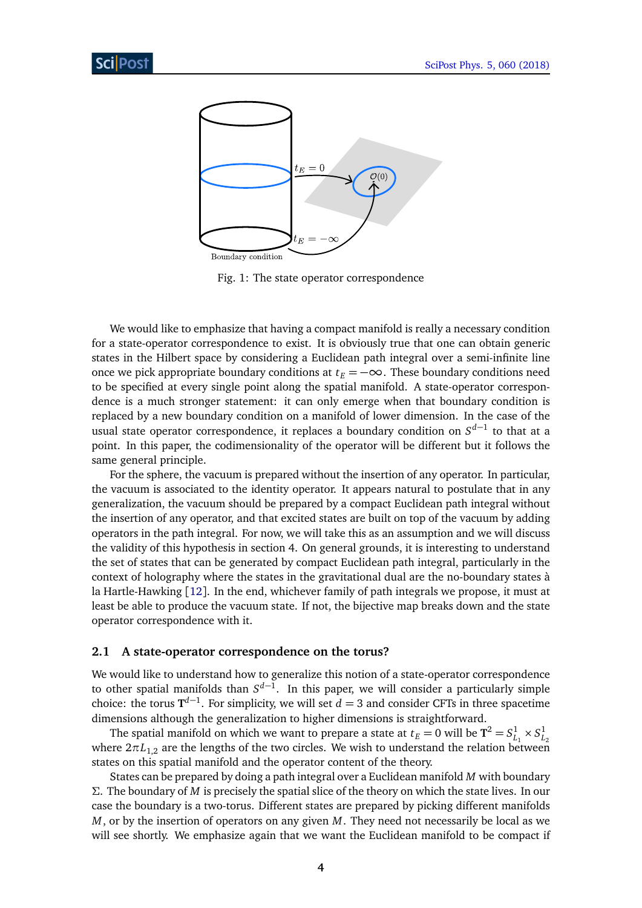Fig. 1: The state operator correspondence

We would like to emphasize that having a compact manifold is really a necessary condition for a state-operator correspondence to exist. It is obviously true that one can obtain generic states in the Hilbert space by considering a Euclidean path integral over a semi-infinite line once we pick appropriate boundary conditions at $t_E = -\infty$. These boundary conditions need to be specified at every single point along the spatial manifold. A state-operator correspondence is a much stronger statement: it can only emerge when that boundary condition is replaced by a new boundary condition on a manifold of lower dimension. In the case of the usual state operator correspondence, it replaces a boundary condition on $S^{d-1}$ to that at a point. In this paper, the codimensionality of the operator will be different but it follows the same general principle.

For the sphere, the vacuum is prepared without the insertion of any operator. In particular, the vacuum is associated to the identity operator. It appears natural to postulate that in any generalization, the vacuum should be prepared by a compact Euclidean path integral without the insertion of any operator, and that excited states are built on top of the vacuum by adding operators in the path integral. For now, we will take this as an assumption and we will discuss the validity of this hypothesis in section 4. On general grounds, it is interesting to understand the set of states that can be generated by compact Euclidean path integral, particularly in the context of holography where the states in the gravitational dual are the no-boundary states à la Hartle-Hawking [12]. In the end, whichever family of path integrals we propose, it must at least be able to produce the vacuum state. If not, the bijective map breaks down and the state operator correspondence with it.

### 2.1 A state-operator correspondence on the torus?

We would like to understand how to generalize this notion of a state-operator correspondence to other spatial manifolds than $S^{d-1}$. In this paper, we will consider a particularly simple choice: the torus $\mathbf{T}^{d-1}$. For simplicity, we will set $d = 3$ and consider CFTs in three spacetime dimensions although the generalization to higher dimensions is straightforward.

The spatial manifold on which we want to prepare a state at $t_E = 0$ will be $\mathbf{T}^2 = S^1_{L_1} \times S^1_{L_2}$ where $2\pi L_{1,2}$ are the lengths of the two circles. We wish to understand the relation between states on this spatial manifold and the operator content of the theory.

States can be prepared by doing a path integral over a Euclidean manifold $M$ with boundary $\Sigma$. The boundary of $M$ is precisely the spatial slice of the theory on which the state lives. In our case the boundary is a two-torus. Different states are prepared by picking different manifolds $M$, or by the insertion of operators on any given $M$. They need not necessarily be local as we will see shortly. We emphasize again that we want the Euclidean manifold to be compact if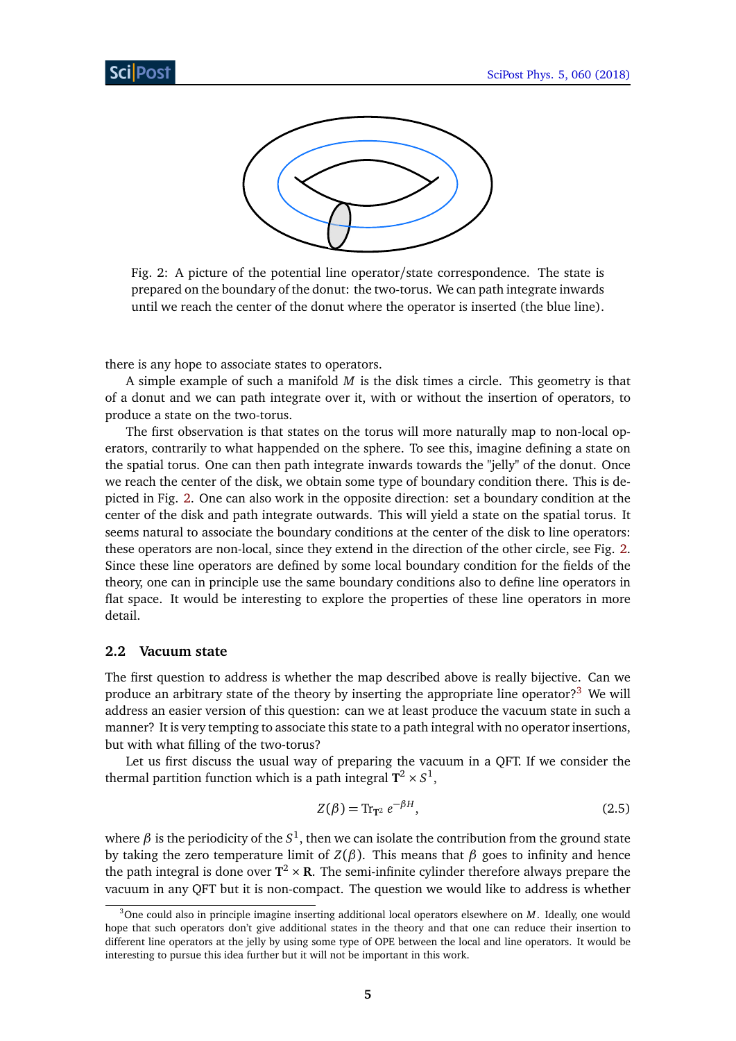Fig. 2: A picture of the potential line operator/state correspondence. The state is prepared on the boundary of the donut: the two-torus. We can path integrate inwards until we reach the center of the donut where the operator is inserted (the blue line).

there is any hope to associate states to operators.

A simple example of such a manifold $M$ is the disk times a circle. This geometry is that of a donut and we can path integrate over it, with or without the insertion of operators, to produce a state on the two-torus.

The first observation is that states on the torus will more naturally map to non-local operators, contrarily to what happended on the sphere. To see this, imagine defining a state on the spatial torus. One can then path integrate inwards towards the "jelly" of the donut. Once we reach the center of the disk, we obtain some type of boundary condition there. This is depicted in Fig. 2. One can also work in the opposite direction: set a boundary condition at the center of the disk and path integrate outwards. This will yield a state on the spatial torus. It seems natural to associate the boundary conditions at the center of the disk to line operators: these operators are non-local, since they extend in the direction of the other circle, see Fig. 2. Since these line operators are defined by some local boundary condition for the fields of the theory, one can in principle use the same boundary conditions also to define line operators in flat space. It would be interesting to explore the properties of these line operators in more detail.

### 2.2 Vacuum state

The first question to address is whether the map described above is really bijective. Can we produce an arbitrary state of the theory by inserting the appropriate line operator?[3] We will address an easier version of this question: can we at least produce the vacuum state in such a manner? It is very tempting to associate this state to a path integral with no operator insertions, but with what filling of the two-torus?

Let us first discuss the usual way of preparing the vacuum in a QFT. If we consider the thermal partition function which is a path integral $\mathbf{T}^2 \times S^1$,

$$Z(\beta) = \mathrm{Tr}_{\mathbf{T}^2}\, e^{-\beta H}, \tag{2.5}$$

where $\beta$ is the periodicity of the $S^1$, then we can isolate the contribution from the ground state by taking the zero temperature limit of $Z(\beta)$. This means that $\beta$ goes to infinity and hence the path integral is done over $\mathbf{T}^2 \times \mathbf{R}$. The semi-infinite cylinder therefore always prepare the vacuum in any QFT but it is non-compact. The question we would like to address is whether

[3] One could also in principle imagine inserting additional local operators elsewhere on $M$. Ideally, one would hope that such operators don't give additional states in the theory and that one can reduce their insertion to different line operators at the jelly by using some type of OPE between the local and line operators. It would be interesting to pursue this idea further but it will not be important in this work.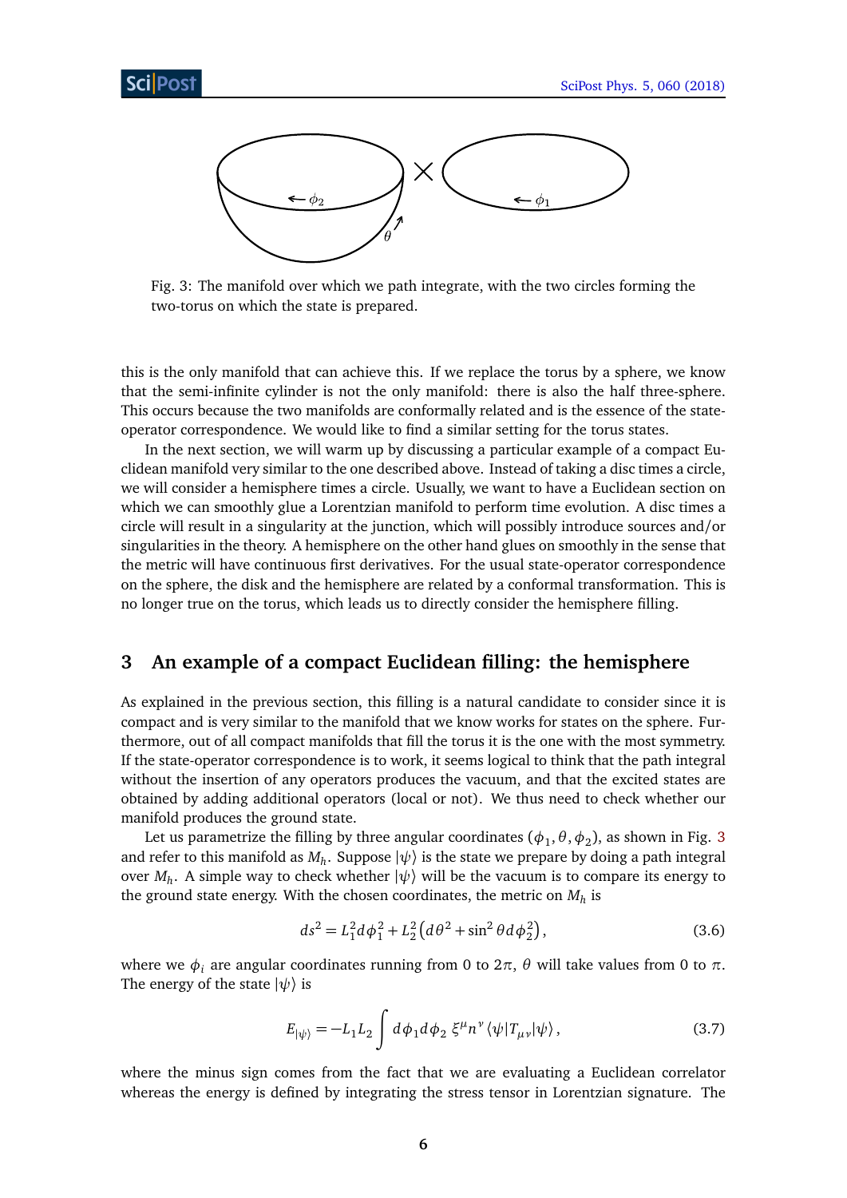Fig. 3: The manifold over which we path integrate, with the two circles forming the two-torus on which the state is prepared.

this is the only manifold that can achieve this. If we replace the torus by a sphere, we know that the semi-infinite cylinder is not the only manifold: there is also the half three-sphere. This occurs because the two manifolds are conformally related and is the essence of the state-operator correspondence. We would like to find a similar setting for the torus states.

In the next section, we will warm up by discussing a particular example of a compact Euclidean manifold very similar to the one described above. Instead of taking a disc times a circle, we will consider a hemisphere times a circle. Usually, we want to have a Euclidean section on which we can smoothly glue a Lorentzian manifold to perform time evolution. A disc times a circle will result in a singularity at the junction, which will possibly introduce sources and/or singularities in the theory. A hemisphere on the other hand glues on smoothly in the sense that the metric will have continuous first derivatives. For the usual state-operator correspondence on the sphere, the disk and the hemisphere are related by a conformal transformation. This is no longer true on the torus, which leads us to directly consider the hemisphere filling.

## 3 An example of a compact Euclidean filling: the hemisphere

As explained in the previous section, this filling is a natural candidate to consider since it is compact and is very similar to the manifold that we know works for states on the sphere. Furthermore, out of all compact manifolds that fill the torus it is the one with the most symmetry. If the state-operator correspondence is to work, it seems logical to think that the path integral without the insertion of any operators produces the vacuum, and that the excited states are obtained by adding additional operators (local or not). We thus need to check whether our manifold produces the ground state.

Let us parametrize the filling by three angular coordinates $(\phi_1, \theta, \phi_2)$, as shown in Fig. 3 and refer to this manifold as $M_h$. Suppose $|\psi\rangle$ is the state we prepare by doing a path integral over $M_h$. A simple way to check whether $|\psi\rangle$ will be the vacuum is to compare its energy to the ground state energy. With the chosen coordinates, the metric on $M_h$ is

$$ds^2 = L_1^2 d\phi_1^2 + L_2^2\left(d\theta^2 + \sin^2\theta \, d\phi_2^2\right), \tag{3.6}$$

where we $\phi_i$ are angular coordinates running from 0 to $2\pi$, $\theta$ will take values from 0 to $\pi$. The energy of the state $|\psi\rangle$ is

$$E_{|\psi\rangle} = -L_1 L_2 \int d\phi_1 d\phi_2 \; \xi^\mu n^\nu \langle\psi|T_{\mu\nu}|\psi\rangle, \tag{3.7}$$

where the minus sign comes from the fact that we are evaluating a Euclidean correlator whereas the energy is defined by integrating the stress tensor in Lorentzian signature. The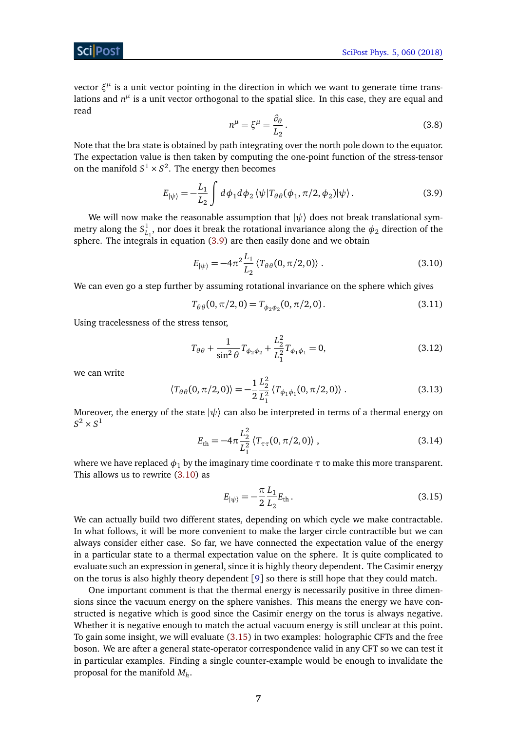vector $\xi^\mu$ is a unit vector pointing in the direction in which we want to generate time translations and $n^\mu$ is a unit vector orthogonal to the spatial slice. In this case, they are equal and read

$$n^\mu = \xi^\mu = \frac{\partial_\theta}{L_2}\,. \tag{3.8}$$

Note that the bra state is obtained by path integrating over the north pole down to the equator. The expectation value is then taken by computing the one-point function of the stress-tensor on the manifold $S^1 \times S^2$. The energy then becomes

$$E_{|\psi\rangle} = -\frac{L_1}{L_2}\int d\phi_1 d\phi_2 \,\langle \psi | T_{\theta\theta}(\phi_1, \pi/2, \phi_2)|\psi\rangle\,. \tag{3.9}$$

We will now make the reasonable assumption that $|\psi\rangle$ does not break translational symmetry along the $S^1_{L_1}$, nor does it break the rotational invariance along the $\phi_2$ direction of the sphere. The integrals in equation (3.9) are then easily done and we obtain

$$E_{|\psi\rangle} = -4\pi^2 \frac{L_1}{L_2}\langle T_{\theta\theta}(0, \pi/2, 0)\rangle \,. \tag{3.10}$$

We can even go a step further by assuming rotational invariance on the sphere which gives

$$T_{\theta\theta}(0,\pi/2,0) = T_{\phi_2\phi_2}(0,\pi/2,0)\,. \tag{3.11}$$

Using tracelessness of the stress tensor,

$$T_{\theta\theta} + \frac{1}{\sin^2\theta}T_{\phi_2\phi_2} + \frac{L_2^2}{L_1^2}T_{\phi_1\phi_1} = 0, \tag{3.12}$$

we can write

$$\langle T_{\theta\theta}(0,\pi/2,0)\rangle = -\frac{1}{2}\frac{L_2^2}{L_1^2}\langle T_{\phi_1\phi_1}(0,\pi/2,0)\rangle \,. \tag{3.13}$$

Moreover, the energy of the state $|\psi\rangle$ can also be interpreted in terms of a thermal energy on $S^2 \times S^1$

$$E_{\text{th}} = -4\pi \frac{L_2^2}{L_1^2}\langle T_{\tau\tau}(0,\pi/2,0)\rangle \,, \tag{3.14}$$

where we have replaced $\phi_1$ by the imaginary time coordinate $\tau$ to make this more transparent. This allows us to rewrite (3.10) as

$$E_{|\psi\rangle} = -\frac{\pi}{2}\frac{L_1}{L_2}E_{\text{th}}\,. \tag{3.15}$$

We can actually build two different states, depending on which cycle we make contractable. In what follows, it will be more convenient to make the larger circle contractible but we can always consider either case. So far, we have connected the expectation value of the energy in a particular state to a thermal expectation value on the sphere. It is quite complicated to evaluate such an expression in general, since it is highly theory dependent. The Casimir energy on the torus is also highly theory dependent [9] so there is still hope that they could match.

One important comment is that the thermal energy is necessarily positive in three dimensions since the vacuum energy on the sphere vanishes. This means the energy we have constructed is negative which is good since the Casimir energy on the torus is always negative. Whether it is negative enough to match the actual vacuum energy is still unclear at this point. To gain some insight, we will evaluate (3.15) in two examples: holographic CFTs and the free boson. We are after a general state-operator correspondence valid in any CFT so we can test it in particular examples. Finding a single counter-example would be enough to invalidate the proposal for the manifold $M_h$.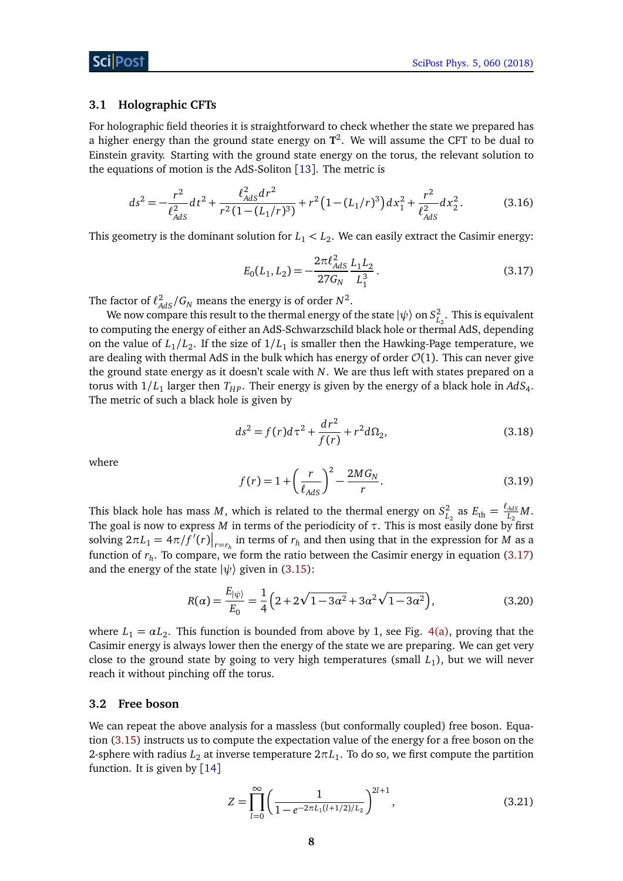### 3.1 Holographic CFTs

For holographic field theories it is straightforward to check whether the state we prepared has a higher energy than the ground state energy on $\mathbf{T}^2$. We will assume the CFT to be dual to Einstein gravity. Starting with the ground state energy on the torus, the relevant solution to the equations of motion is the AdS-Soliton [13]. The metric is

$$ds^2 = -\frac{r^2}{\ell_{AdS}^2}dt^2 + \frac{\ell_{AdS}^2 dr^2}{r^2\left(1-(L_1/r)^3\right)} + r^2\left(1-(L_1/r)^3\right)dx_1^2 + \frac{r^2}{\ell_{AdS}^2}dx_2^2. \tag{3.16}$$

This geometry is the dominant solution for $L_1 < L_2$. We can easily extract the Casimir energy:

$$E_0(L_1, L_2) = -\frac{2\pi\ell_{AdS}^2}{27G_N}\frac{L_1 L_2}{L_1^3}. \tag{3.17}$$

The factor of $\ell_{AdS}^2/G_N$ means the energy is of order $N^2$.

We now compare this result to the thermal energy of the state $|\psi\rangle$ on $S_{L_2}^2$. This is equivalent to computing the energy of either an AdS-Schwarzschild black hole or thermal AdS, depending on the value of $L_1/L_2$. If the size of $1/L_1$ is smaller then the Hawking-Page temperature, we are dealing with thermal AdS in the bulk which has energy of order $\mathcal{O}(1)$. This can never give the ground state energy as it doesn't scale with $N$. We are thus left with states prepared on a torus with $1/L_1$ larger then $T_{HP}$. Their energy is given by the energy of a black hole in $AdS_4$. The metric of such a black hole is given by

$$ds^2 = f(r)d\tau^2 + \frac{dr^2}{f(r)} + r^2 d\Omega_2, \tag{3.18}$$

where

$$f(r) = 1 + \left(\frac{r}{\ell_{AdS}}\right)^2 - \frac{2MG_N}{r}. \tag{3.19}$$

This black hole has mass $M$, which is related to the thermal energy on $S_{L_2}^2$ as $E_{\text{th}} = \frac{\ell_{AdS}}{L_2}M$. The goal is now to express $M$ in terms of the periodicity of $\tau$. This is most easily done by first solving $2\pi L_1 = 4\pi/f'(r)\big|_{r=r_h}$ in terms of $r_h$ and then using that in the expression for $M$ as a function of $r_h$. To compare, we form the ratio between the Casimir energy in equation (3.17) and the energy of the state $|\psi\rangle$ given in (3.15):

$$R(\alpha) = \frac{E_{|\psi\rangle}}{E_0} = \frac{1}{4}\left(2 + 2\sqrt{1-3\alpha^2} + 3\alpha^2\sqrt{1-3\alpha^2}\right), \tag{3.20}$$

where $L_1 = \alpha L_2$. This function is bounded from above by 1, see Fig. 4(a), proving that the Casimir energy is always lower then the energy of the state we are preparing. We can get very close to the ground state by going to very high temperatures (small $L_1$), but we will never reach it without pinching off the torus.

### 3.2 Free boson

We can repeat the above analysis for a massless (but conformally coupled) free boson. Equation (3.15) instructs us to compute the expectation value of the energy for a free boson on the 2-sphere with radius $L_2$ at inverse temperature $2\pi L_1$. To do so, we first compute the partition function. It is given by [14]

$$Z = \prod_{l=0}^{\infty}\left(\frac{1}{1-e^{-2\pi L_1(l+1/2)/L_2}}\right)^{2l+1}, \tag{3.21}$$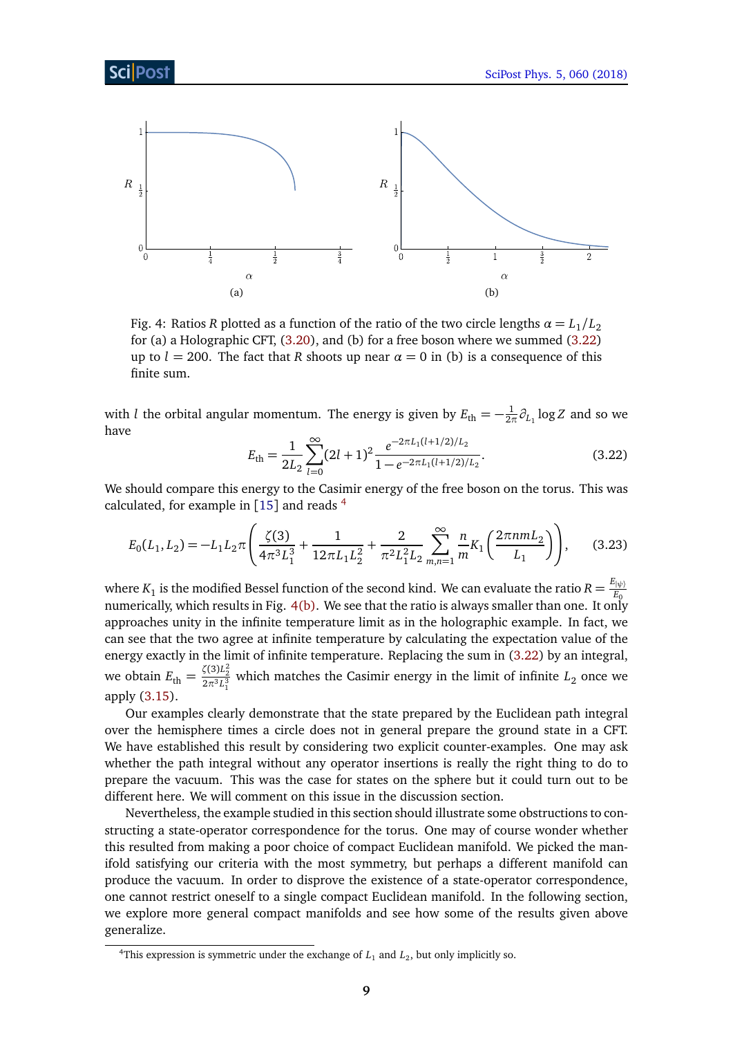Fig. 4: Ratios $R$ plotted as a function of the ratio of the two circle lengths $\alpha = L_1/L_2$ for (a) a Holographic CFT, (3.20), and (b) for a free boson where we summed (3.22) up to $l = 200$. The fact that $R$ shoots up near $\alpha = 0$ in (b) is a consequence of this finite sum.

with $l$ the orbital angular momentum. The energy is given by $E_{\text{th}} = -\frac{1}{2\pi}\partial_{L_1}\log Z$ and so we have

$$E_{\text{th}} = \frac{1}{2L_2}\sum_{l=0}^{\infty}(2l+1)^2 \frac{e^{-2\pi L_1(l+1/2)/L_2}}{1 - e^{-2\pi L_1(l+1/2)/L_2}}. \tag{3.22}$$

We should compare this energy to the Casimir energy of the free boson on the torus. This was calculated, for example in [15] and reads [4]

$$E_0(L_1, L_2) = -L_1 L_2 \pi \left( \frac{\zeta(3)}{4\pi^3 L_1^3} + \frac{1}{12\pi L_1 L_2^2} + \frac{2}{\pi^2 L_1^2 L_2} \sum_{m,n=1}^{\infty} \frac{n}{m} K_1\left(\frac{2\pi nm L_2}{L_1}\right)\right), \tag{3.23}$$

where $K_1$ is the modified Bessel function of the second kind. We can evaluate the ratio $R = \frac{E_{|\psi\rangle}}{E_0}$ numerically, which results in Fig. 4(b). We see that the ratio is always smaller than one. It only approaches unity in the infinite temperature limit as in the holographic example. In fact, we can see that the two agree at infinite temperature by calculating the expectation value of the energy exactly in the limit of infinite temperature. Replacing the sum in (3.22) by an integral, we obtain $E_{\text{th}} = \frac{\zeta(3)L_2^2}{2\pi^3 L_1^3}$ which matches the Casimir energy in the limit of infinite $L_2$ once we apply (3.15).

Our examples clearly demonstrate that the state prepared by the Euclidean path integral over the hemisphere times a circle does not in general prepare the ground state in a CFT. We have established this result by considering two explicit counter-examples. One may ask whether the path integral without any operator insertions is really the right thing to do to prepare the vacuum. This was the case for states on the sphere but it could turn out to be different here. We will comment on this in the discussion section.

Nevertheless, the example studied in this section should illustrate some obstructions to constructing a state-operator correspondence for the torus. One may of course wonder whether this resulted from making a poor choice of compact Euclidean manifold. We picked the manifold satisfying our criteria with the most symmetry, but perhaps a different manifold can produce the vacuum. In order to disprove the existence of a state-operator correspondence, one cannot restrict oneself to a single compact Euclidean manifold. In the following section, we explore more general compact manifolds and see how some of the results given above generalize.

[4] This expression is symmetric under the exchange of $L_1$ and $L_2$, but only implicitly so.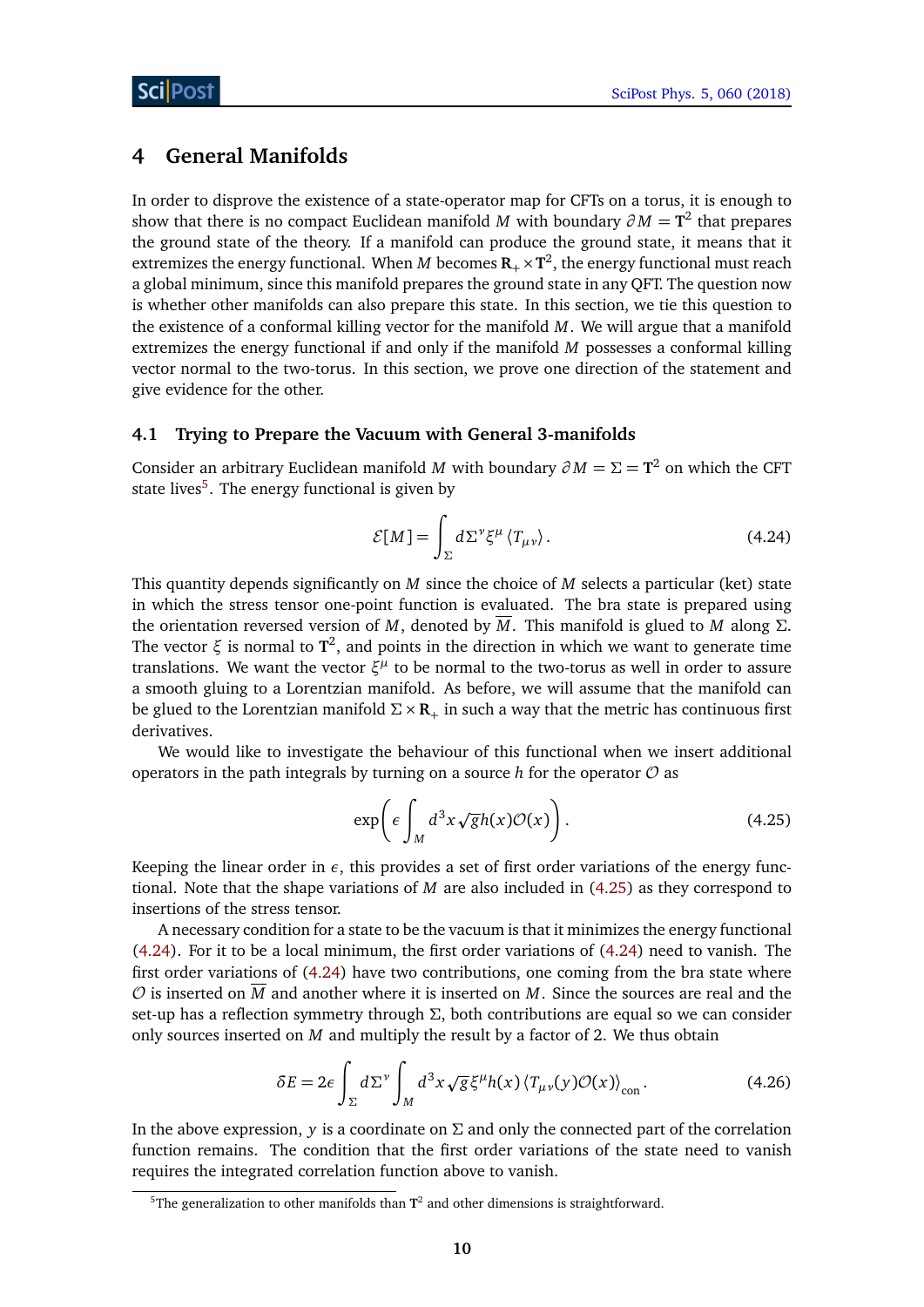## 4 General Manifolds

In order to disprove the existence of a state-operator map for CFTs on a torus, it is enough to show that there is no compact Euclidean manifold $M$ with boundary $\partial M = \mathbf{T}^2$ that prepares the ground state of the theory. If a manifold can produce the ground state, it means that it extremizes the energy functional. When $M$ becomes $\mathbf{R}_+ \times \mathbf{T}^2$, the energy functional must reach a global minimum, since this manifold prepares the ground state in any QFT. The question now is whether other manifolds can also prepare this state. In this section, we tie this question to the existence of a conformal killing vector for the manifold $M$. We will argue that a manifold extremizes the energy functional if and only if the manifold $M$ possesses a conformal killing vector normal to the two-torus. In this section, we prove one direction of the statement and give evidence for the other.

### 4.1 Trying to Prepare the Vacuum with General 3-manifolds

Consider an arbitrary Euclidean manifold $M$ with boundary $\partial M = \Sigma = \mathbf{T}^2$ on which the CFT state lives[5]. The energy functional is given by

$$\mathcal{E}[M] = \int_\Sigma d\Sigma^\nu \xi^\mu \langle T_{\mu\nu}\rangle \,. \tag{4.24}$$

This quantity depends significantly on $M$ since the choice of $M$ selects a particular (ket) state in which the stress tensor one-point function is evaluated. The bra state is prepared using the orientation reversed version of $M$, denoted by $\overline{M}$. This manifold is glued to $M$ along $\Sigma$. The vector $\xi$ is normal to $\mathbf{T}^2$, and points in the direction in which we want to generate time translations. We want the vector $\xi^\mu$ to be normal to the two-torus as well in order to assure a smooth gluing to a Lorentzian manifold. As before, we will assume that the manifold can be glued to the Lorentzian manifold $\Sigma \times \mathbf{R}_+$ in such a way that the metric has continuous first derivatives.

We would like to investigate the behaviour of this functional when we insert additional operators in the path integrals by turning on a source $h$ for the operator $\mathcal{O}$ as

$$\exp\left(\epsilon \int_M d^3x \sqrt{g} h(x) \mathcal{O}(x)\right). \tag{4.25}$$

Keeping the linear order in $\epsilon$, this provides a set of first order variations of the energy functional. Note that the shape variations of $M$ are also included in (4.25) as they correspond to insertions of the stress tensor.

A necessary condition for a state to be the vacuum is that it minimizes the energy functional (4.24). For it to be a local minimum, the first order variations of (4.24) need to vanish. The first order variations of (4.24) have two contributions, one coming from the bra state where $\mathcal{O}$ is inserted on $\overline{M}$ and another where it is inserted on $M$. Since the sources are real and the set-up has a reflection symmetry through $\Sigma$, both contributions are equal so we can consider only sources inserted on $M$ and multiply the result by a factor of 2. We thus obtain

$$\delta E = 2\epsilon \int_\Sigma d\Sigma^\nu \int_M d^3x \sqrt{g}\, \xi^\mu h(x) \langle T_{\mu\nu}(y) \mathcal{O}(x)\rangle_{\text{con}} \,. \tag{4.26}$$

In the above expression, $y$ is a coordinate on $\Sigma$ and only the connected part of the correlation function remains. The condition that the first order variations of the state need to vanish requires the integrated correlation function above to vanish.

[5] The generalization to other manifolds than $\mathbf{T}^2$ and other dimensions is straightforward.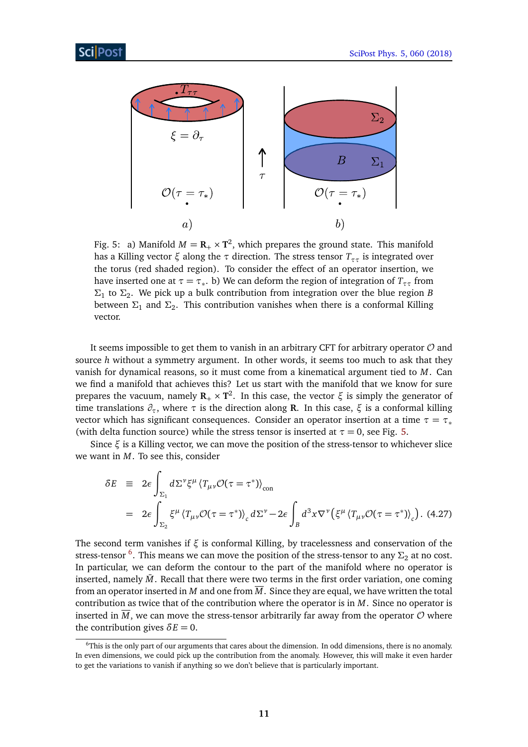Fig. 5: a) Manifold $M = \mathbf{R}_+ \times \mathbf{T}^2$, which prepares the ground state. This manifold has a Killing vector $\xi$ along the $\tau$ direction. The stress tensor $T_{\tau\tau}$ is integrated over the torus (red shaded region). To consider the effect of an operator insertion, we have inserted one at $\tau = \tau_*$. b) We can deform the region of integration of $T_{\tau\tau}$ from $\Sigma_1$ to $\Sigma_2$. We pick up a bulk contribution from integration over the blue region $B$ between $\Sigma_1$ and $\Sigma_2$. This contribution vanishes when there is a conformal Killing vector.

It seems impossible to get them to vanish in an arbitrary CFT for arbitrary operator $\mathcal{O}$ and source $h$ without a symmetry argument. In other words, it seems too much to ask that they vanish for dynamical reasons, so it must come from a kinematical argument tied to $M$. Can we find a manifold that achieves this? Let us start with the manifold that we know for sure prepares the vacuum, namely $\mathbf{R}_+ \times \mathbf{T}^2$. In this case, the vector $\xi$ is simply the generator of time translations $\partial_\tau$, where $\tau$ is the direction along $\mathbf{R}$. In this case, $\xi$ is a conformal killing vector which has significant consequences. Consider an operator insertion at a time $\tau = \tau_*$ (with delta function source) while the stress tensor is inserted at $\tau = 0$, see Fig. 5.

Since $\xi$ is a Killing vector, we can move the position of the stress-tensor to whichever slice we want in $M$. To see this, consider

$$
\begin{aligned}
\delta E &\equiv 2\epsilon \int_{\Sigma_1} d\Sigma^\nu \xi^\mu \langle T_{\mu\nu} \mathcal{O}(\tau = \tau^*)\rangle_{\text{con}} \\
&= 2\epsilon \int_{\Sigma_2} \xi^\mu \langle T_{\mu\nu} \mathcal{O}(\tau = \tau^*)\rangle_c \, d\Sigma^\nu - 2\epsilon \int_B d^3x \nabla^\nu \left( \xi^\mu \langle T_{\mu\nu} \mathcal{O}(\tau = \tau^*)\rangle_c \right). \quad (4.27)
\end{aligned}
$$

The second term vanishes if $\xi$ is conformal Killing, by tracelessness and conservation of the stress-tensor [6]. This means we can move the position of the stress-tensor to any $\Sigma_2$ at no cost. In particular, we can deform the contour to the part of the manifold where no operator is inserted, namely $\bar{M}$. Recall that there were two terms in the first order variation, one coming from an operator inserted in $M$ and one from $\overline{M}$. Since they are equal, we have written the total contribution as twice that of the contribution where the operator is in $M$. Since no operator is inserted in $\overline{M}$, we can move the stress-tensor arbitrarily far away from the operator $\mathcal{O}$ where the contribution gives $\delta E = 0$.

[6] This is the only part of our arguments that cares about the dimension. In odd dimensions, there is no anomaly. In even dimensions, we could pick up the contribution from the anomaly. However, this will make it even harder to get the variations to vanish if anything so we don't believe that is particularly important.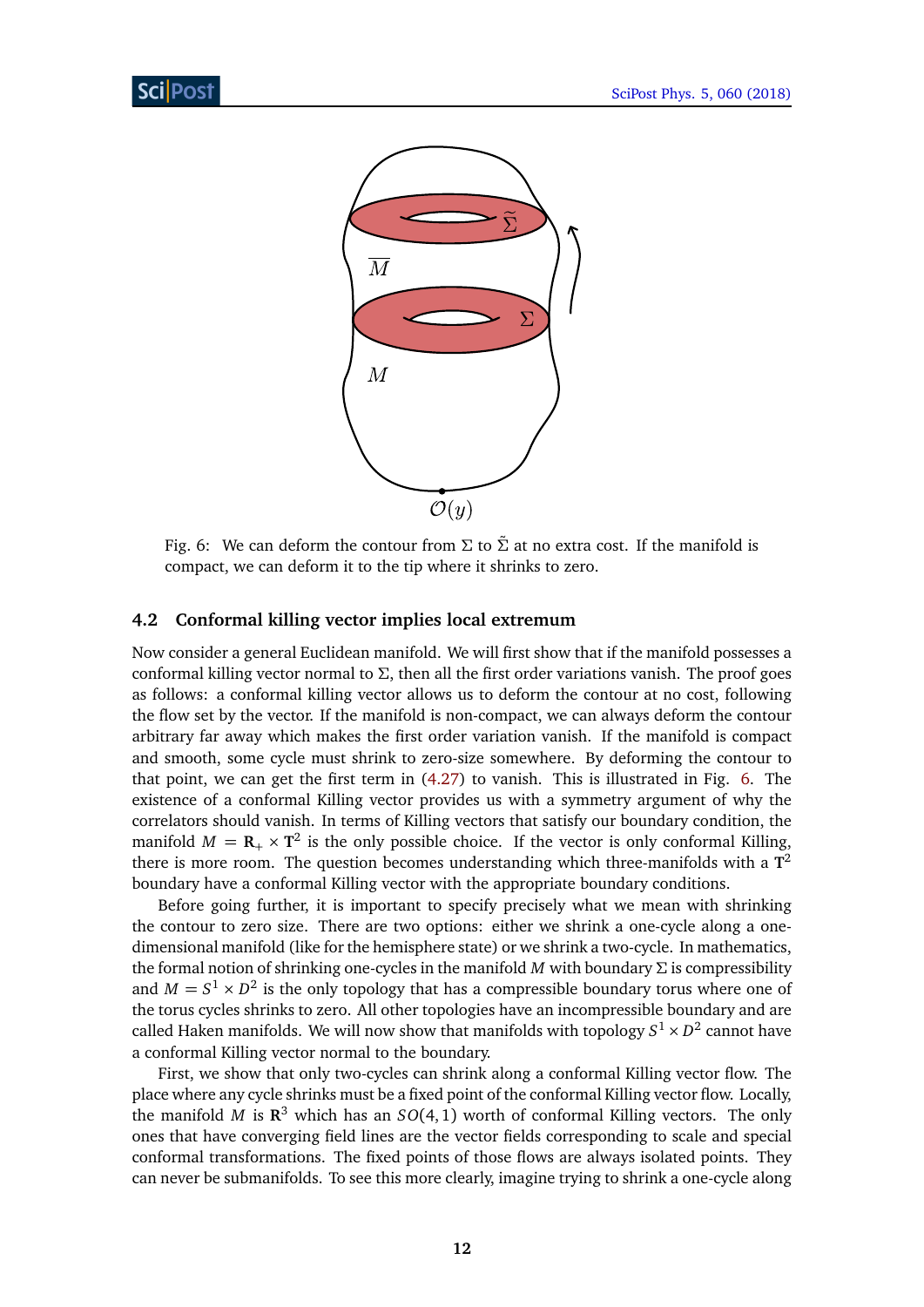Fig. 6: We can deform the contour from $\Sigma$ to $\tilde{\Sigma}$ at no extra cost. If the manifold is compact, we can deform it to the tip where it shrinks to zero.

### 4.2 Conformal killing vector implies local extremum

Now consider a general Euclidean manifold. We will first show that if the manifold possesses a conformal killing vector normal to $\Sigma$, then all the first order variations vanish. The proof goes as follows: a conformal killing vector allows us to deform the contour at no cost, following the flow set by the vector. If the manifold is non-compact, we can always deform the contour arbitrary far away which makes the first order variation vanish. If the manifold is compact and smooth, some cycle must shrink to zero-size somewhere. By deforming the contour to that point, we can get the first term in (4.27) to vanish. This is illustrated in Fig. 6. The existence of a conformal Killing vector provides us with a symmetry argument of why the correlators should vanish. In terms of Killing vectors that satisfy our boundary condition, the manifold $M = \mathbf{R}_+ \times \mathbf{T}^2$ is the only possible choice. If the vector is only conformal Killing, there is more room. The question becomes understanding which three-manifolds with a $\mathbf{T}^2$ boundary have a conformal Killing vector with the appropriate boundary conditions.

Before going further, it is important to specify precisely what we mean with shrinking the contour to zero size. There are two options: either we shrink a one-cycle along a one-dimensional manifold (like for the hemisphere state) or we shrink a two-cycle. In mathematics, the formal notion of shrinking one-cycles in the manifold $M$ with boundary $\Sigma$ is compressibility and $M = S^1 \times D^2$ is the only topology that has a compressible boundary torus where one of the torus cycles shrinks to zero. All other topologies have an incompressible boundary and are called Haken manifolds. We will now show that manifolds with topology $S^1 \times D^2$ cannot have a conformal Killing vector normal to the boundary.

First, we show that only two-cycles can shrink along a conformal Killing vector flow. The place where any cycle shrinks must be a fixed point of the conformal Killing vector flow. Locally, the manifold $M$ is $\mathbf{R}^3$ which has an $SO(4,1)$ worth of conformal Killing vectors. The only ones that have converging field lines are the vector fields corresponding to scale and special conformal transformations. The fixed points of those flows are always isolated points. They can never be submanifolds. To see this more clearly, imagine trying to shrink a one-cycle along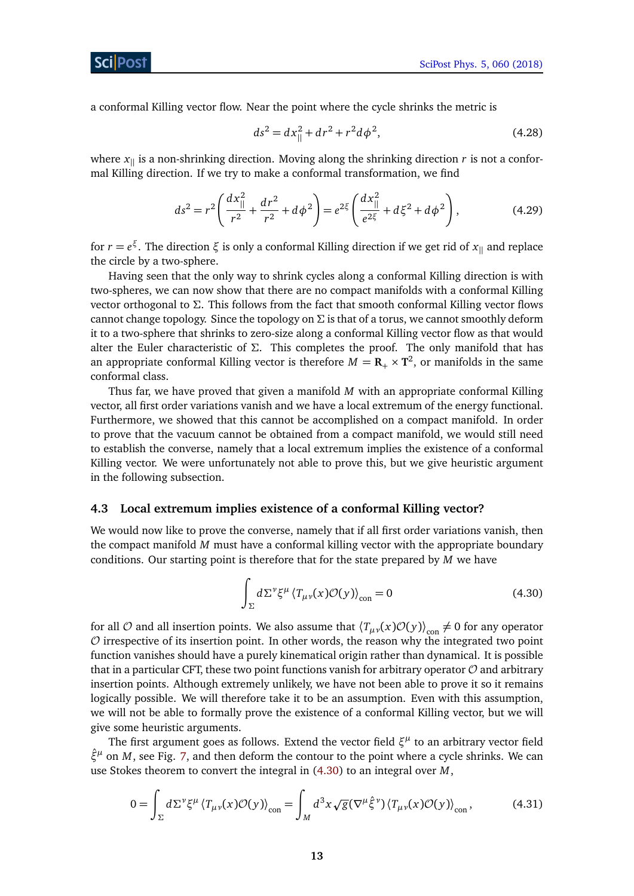a conformal Killing vector flow. Near the point where the cycle shrinks the metric is

$$ds^2 = dx_{||}^2 + dr^2 + r^2 d\phi^2, \tag{4.28}$$

where $x_{||}$ is a non-shrinking direction. Moving along the shrinking direction $r$ is not a conformal Killing direction. If we try to make a conformal transformation, we find

$$ds^2 = r^2\left(\frac{dx_{||}^2}{r^2} + \frac{dr^2}{r^2} + d\phi^2\right) = e^{2\xi}\left(\frac{dx_{||}^2}{e^{2\xi}} + d\xi^2 + d\phi^2\right), \tag{4.29}$$

for $r = e^{\xi}$. The direction $\xi$ is only a conformal Killing direction if we get rid of $x_{||}$ and replace the circle by a two-sphere.

Having seen that the only way to shrink cycles along a conformal Killing direction is with two-spheres, we can now show that there are no compact manifolds with a conformal Killing vector orthogonal to $\Sigma$. This follows from the fact that smooth conformal Killing vector flows cannot change topology. Since the topology on $\Sigma$ is that of a torus, we cannot smoothly deform it to a two-sphere that shrinks to zero-size along a conformal Killing vector flow as that would alter the Euler characteristic of $\Sigma$. This completes the proof. The only manifold that has an appropriate conformal Killing vector is therefore $M = \mathbf{R}_+ \times \mathbf{T}^2$, or manifolds in the same conformal class.

Thus far, we have proved that given a manifold $M$ with an appropriate conformal Killing vector, all first order variations vanish and we have a local extremum of the energy functional. Furthermore, we showed that this cannot be accomplished on a compact manifold. In order to prove that the vacuum cannot be obtained from a compact manifold, we would still need to establish the converse, namely that a local extremum implies the existence of a conformal Killing vector. We were unfortunately not able to prove this, but we give heuristic argument in the following subsection.

### 4.3 Local extremum implies existence of a conformal Killing vector?

We would now like to prove the converse, namely that if all first order variations vanish, then the compact manifold $M$ must have a conformal killing vector with the appropriate boundary conditions. Our starting point is therefore that for the state prepared by $M$ we have

$$\int_{\Sigma} d\Sigma^{\nu}\xi^{\mu}\,\langle T_{\mu\nu}(x)\mathcal{O}(y)\rangle_{\text{con}} = 0 \tag{4.30}$$

for all $\mathcal{O}$ and all insertion points. We also assume that $\langle T_{\mu\nu}(x)\mathcal{O}(y)\rangle_{\text{con}} \neq 0$ for any operator $\mathcal{O}$ irrespective of its insertion point. In other words, the reason why the integrated two point function vanishes should have a purely kinematical origin rather than dynamical. It is possible that in a particular CFT, these two point functions vanish for arbitrary operator $\mathcal{O}$ and arbitrary insertion points. Although extremely unlikely, we have not been able to prove it so it remains logically possible. We will therefore take it to be an assumption. Even with this assumption, we will not be able to formally prove the existence of a conformal Killing vector, but we will give some heuristic arguments.

The first argument goes as follows. Extend the vector field $\xi^{\mu}$ to an arbitrary vector field $\hat{\xi}^{\mu}$ on $M$, see Fig. 7, and then deform the contour to the point where a cycle shrinks. We can use Stokes theorem to convert the integral in (4.30) to an integral over $M$,

$$0 = \int_{\Sigma} d\Sigma^{\nu}\xi^{\mu}\,\langle T_{\mu\nu}(x)\mathcal{O}(y)\rangle_{\text{con}} = \int_{M} d^3x\sqrt{g}(\nabla^{\mu}\hat{\xi}^{\nu})\,\langle T_{\mu\nu}(x)\mathcal{O}(y)\rangle_{\text{con}}, \tag{4.31}$$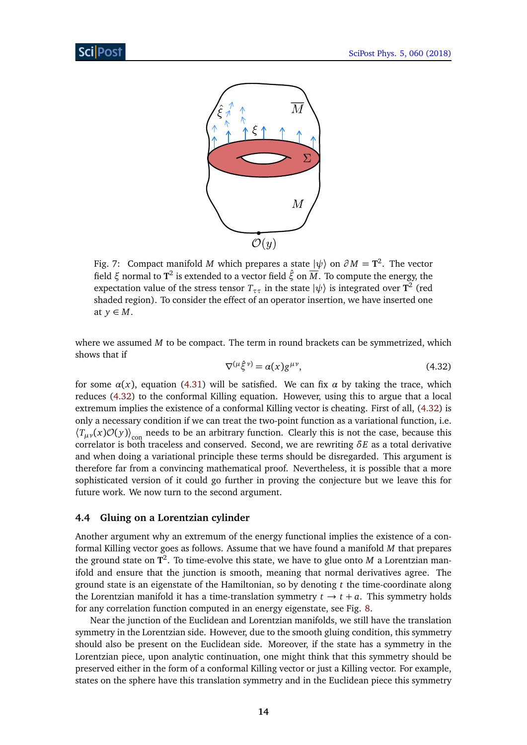Fig. 7: Compact manifold $M$ which prepares a state $|\psi\rangle$ on $\partial M = \mathbf{T}^2$. The vector field $\xi$ normal to $\mathbf{T}^2$ is extended to a vector field $\hat{\xi}$ on $\overline{M}$. To compute the energy, the expectation value of the stress tensor $T_{\tau\tau}$ in the state $|\psi\rangle$ is integrated over $\mathbf{T}^2$ (red shaded region). To consider the effect of an operator insertion, we have inserted one at $y \in M$.

where we assumed $M$ to be compact. The term in round brackets can be symmetrized, which shows that if

$$\nabla^{(\mu}\hat{\xi}^{\nu)} = \alpha(x) g^{\mu\nu}, \tag{4.32}$$

for some $\alpha(x)$, equation (4.31) will be satisfied. We can fix $\alpha$ by taking the trace, which reduces (4.32) to the conformal Killing equation. However, using this to argue that a local extremum implies the existence of a conformal Killing vector is cheating. First of all, (4.32) is only a necessary condition if we can treat the two-point function as a variational function, i.e. $\langle T_{\mu\nu}(x)\mathcal{O}(y)\rangle_{\text{con}}$ needs to be an arbitrary function. Clearly this is not the case, because this correlator is both traceless and conserved. Second, we are rewriting $\delta E$ as a total derivative and when doing a variational principle these terms should be disregarded. This argument is therefore far from a convincing mathematical proof. Nevertheless, it is possible that a more sophisticated version of it could go further in proving the conjecture but we leave this for future work. We now turn to the second argument.

### 4.4 Gluing on a Lorentzian cylinder

Another argument why an extremum of the energy functional implies the existence of a conformal Killing vector goes as follows. Assume that we have found a manifold $M$ that prepares the ground state on $\mathbf{T}^2$. To time-evolve this state, we have to glue onto $M$ a Lorentzian manifold and ensure that the junction is smooth, meaning that normal derivatives agree. The ground state is an eigenstate of the Hamiltonian, so by denoting $t$ the time-coordinate along the Lorentzian manifold it has a time-translation symmetry $t \to t + a$. This symmetry holds for any correlation function computed in an energy eigenstate, see Fig. 8.

Near the junction of the Euclidean and Lorentzian manifolds, we still have the translation symmetry in the Lorentzian side. However, due to the smooth gluing condition, this symmetry should also be present on the Euclidean side. Moreover, if the state has a symmetry in the Lorentzian piece, upon analytic continuation, one might think that this symmetry should be preserved either in the form of a conformal Killing vector or just a Killing vector. For example, states on the sphere have this translation symmetry and in the Euclidean piece this symmetry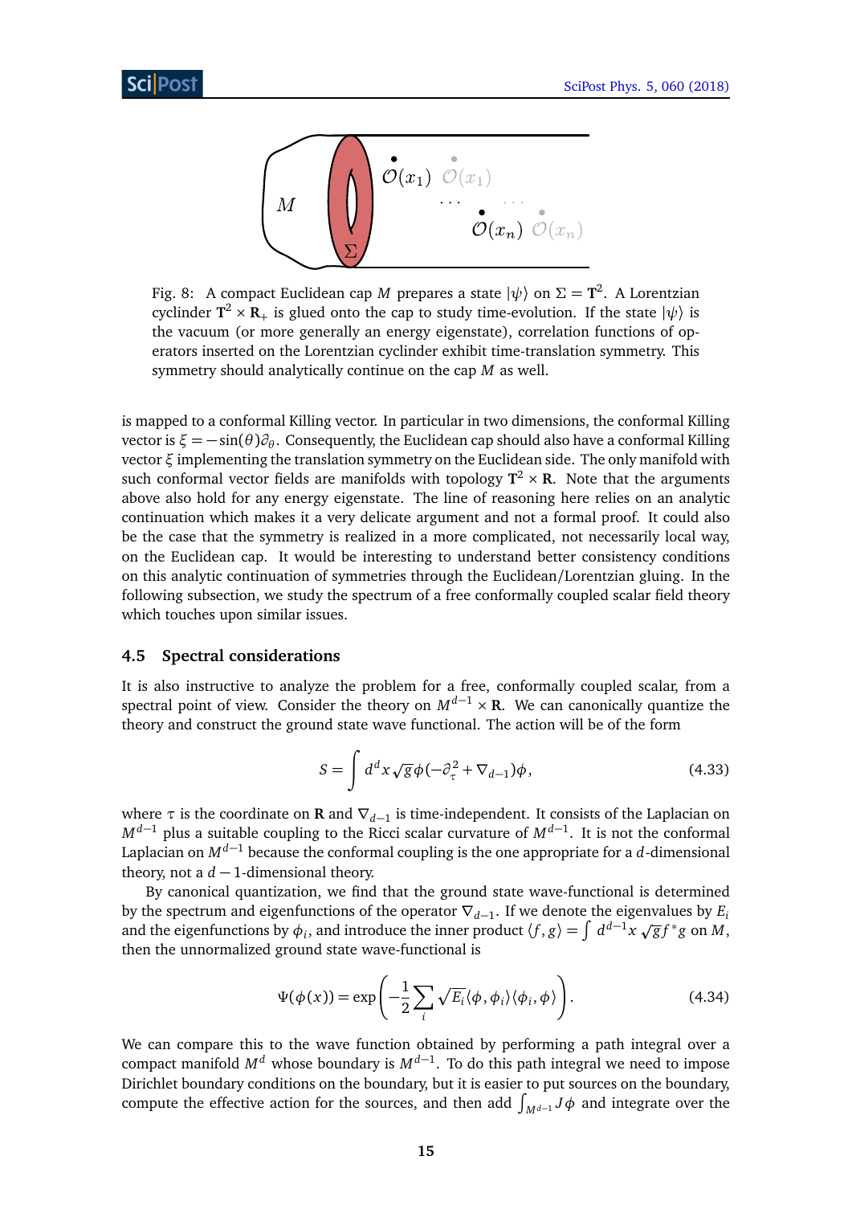Fig. 8: A compact Euclidean cap $M$ prepares a state $|\psi\rangle$ on $\Sigma = \mathbf{T}^2$. A Lorentzian cyclinder $\mathbf{T}^2 \times \mathbf{R}_+$ is glued onto the cap to study time-evolution. If the state $|\psi\rangle$ is the vacuum (or more generally an energy eigenstate), correlation functions of operators inserted on the Lorentzian cyclinder exhibit time-translation symmetry. This symmetry should analytically continue on the cap $M$ as well.

is mapped to a conformal Killing vector. In particular in two dimensions, the conformal Killing vector is $\xi = -\sin(\theta)\partial_\theta$. Consequently, the Euclidean cap should also have a conformal Killing vector $\xi$ implementing the translation symmetry on the Euclidean side. The only manifold with such conformal vector fields are manifolds with topology $\mathbf{T}^2 \times \mathbf{R}$. Note that the arguments above also hold for any energy eigenstate. The line of reasoning here relies on an analytic continuation which makes it a very delicate argument and not a formal proof. It could also be the case that the symmetry is realized in a more complicated, not necessarily local way, on the Euclidean cap. It would be interesting to understand better consistency conditions on this analytic continuation of symmetries through the Euclidean/Lorentzian gluing. In the following subsection, we study the spectrum of a free conformally coupled scalar field theory which touches upon similar issues.

### 4.5 Spectral considerations

It is also instructive to analyze the problem for a free, conformally coupled scalar, from a spectral point of view. Consider the theory on $M^{d-1} \times \mathbf{R}$. We can canonically quantize the theory and construct the ground state wave functional. The action will be of the form

$$S = \int d^d x \sqrt{g}\, \phi(-\partial_\tau^2 + \nabla_{d-1})\phi, \tag{4.33}$$

where $\tau$ is the coordinate on $\mathbf{R}$ and $\nabla_{d-1}$ is time-independent. It consists of the Laplacian on $M^{d-1}$ plus a suitable coupling to the Ricci scalar curvature of $M^{d-1}$. It is not the conformal Laplacian on $M^{d-1}$ because the conformal coupling is the one appropriate for a $d$-dimensional theory, not a $d-1$-dimensional theory.

By canonical quantization, we find that the ground state wave-functional is determined by the spectrum and eigenfunctions of the operator $\nabla_{d-1}$. If we denote the eigenvalues by $E_i$ and the eigenfunctions by $\phi_i$, and introduce the inner product $\langle f, g\rangle = \int d^{d-1}x \sqrt{g} f^* g$ on $M$, then the unnormalized ground state wave-functional is

$$\Psi(\phi(x)) = \exp\left(-\frac{1}{2}\sum_i \sqrt{E_i}\langle \phi, \phi_i\rangle\langle \phi_i, \phi\rangle\right). \tag{4.34}$$

We can compare this to the wave function obtained by performing a path integral over a compact manifold $M^d$ whose boundary is $M^{d-1}$. To do this path integral we need to impose Dirichlet boundary conditions on the boundary, but it is easier to put sources on the boundary, compute the effective action for the sources, and then add $\int_{M^{d-1}} J\phi$ and integrate over the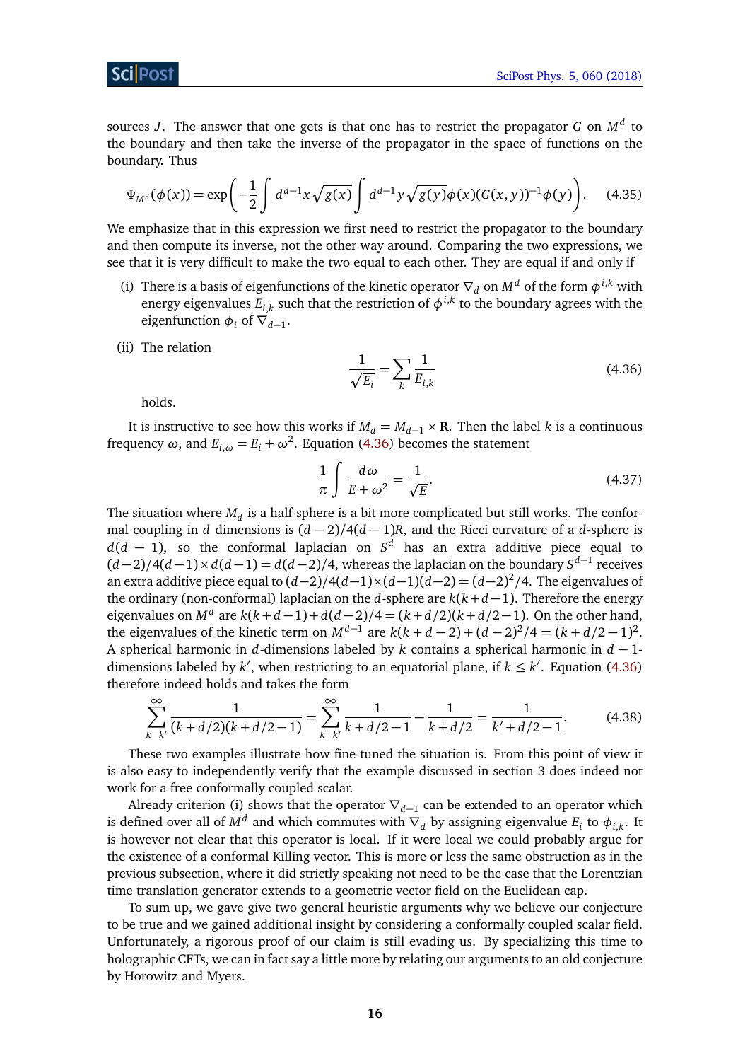sources $J$. The answer that one gets is that one has to restrict the propagator $G$ on $M^d$ to the boundary and then take the inverse of the propagator in the space of functions on the boundary. Thus

$$\Psi_{M^d}(\phi(x)) = \exp\left(-\frac{1}{2}\int d^{d-1}x\sqrt{g(x)}\int d^{d-1}y\sqrt{g(y)}\phi(x)(G(x,y))^{-1}\phi(y)\right). \tag{4.35}$$

We emphasize that in this expression we first need to restrict the propagator to the boundary and then compute its inverse, not the other way around. Comparing the two expressions, we see that it is very difficult to make the two equal to each other. They are equal if and only if

(i) There is a basis of eigenfunctions of the kinetic operator $\nabla_d$ on $M^d$ of the form $\phi^{i,k}$ with energy eigenvalues $E_{i,k}$ such that the restriction of $\phi^{i,k}$ to the boundary agrees with the eigenfunction $\phi_i$ of $\nabla_{d-1}$.

(ii) The relation

$$\frac{1}{\sqrt{E_i}} = \sum_k \frac{1}{E_{i,k}} \tag{4.36}$$

holds.

It is instructive to see how this works if $M_d = M_{d-1}\times \mathbf{R}$. Then the label $k$ is a continuous frequency $\omega$, and $E_{i,\omega} = E_i + \omega^2$. Equation (4.36) becomes the statement

$$\frac{1}{\pi}\int \frac{d\omega}{E+\omega^2} = \frac{1}{\sqrt{E}}. \tag{4.37}$$

The situation where $M_d$ is a half-sphere is a bit more complicated but still works. The conformal coupling in $d$ dimensions is $(d-2)/4(d-1)R$, and the Ricci curvature of a $d$-sphere is $d(d-1)$, so the conformal laplacian on $S^d$ has an extra additive piece equal to $(d-2)/4(d-1)\times d(d-1) = d(d-2)/4$, whereas the laplacian on the boundary $S^{d-1}$ receives an extra additive piece equal to $(d-2)/4(d-1)\times(d-1)(d-2) = (d-2)^2/4$. The eigenvalues of the ordinary (non-conformal) laplacian on the $d$-sphere are $k(k+d-1)$. Therefore the energy eigenvalues on $M^d$ are $k(k+d-1)+d(d-2)/4 = (k+d/2)(k+d/2-1)$. On the other hand, the eigenvalues of the kinetic term on $M^{d-1}$ are $k(k+d-2)+(d-2)^2/4 = (k+d/2-1)^2$. A spherical harmonic in $d$-dimensions labeled by $k$ contains a spherical harmonic in $d-1$-dimensions labeled by $k'$, when restricting to an equatorial plane, if $k \le k'$. Equation (4.36) therefore indeed holds and takes the form

$$\sum_{k=k'}^{\infty}\frac{1}{(k+d/2)(k+d/2-1)} = \sum_{k=k'}^{\infty}\frac{1}{k+d/2-1} - \frac{1}{k+d/2} = \frac{1}{k'+d/2-1}. \tag{4.38}$$

These two examples illustrate how fine-tuned the situation is. From this point of view it is also easy to independently verify that the example discussed in section 3 does indeed not work for a free conformally coupled scalar.

Already criterion (i) shows that the operator $\nabla_{d-1}$ can be extended to an operator which is defined over all of $M^d$ and which commutes with $\nabla_d$ by assigning eigenvalue $E_i$ to $\phi_{i,k}$. It is however not clear that this operator is local. If it were local we could probably argue for the existence of a conformal Killing vector. This is more or less the same obstruction as in the previous subsection, where it did strictly speaking not need to be the case that the Lorentzian time translation generator extends to a geometric vector field on the Euclidean cap.

To sum up, we gave give two general heuristic arguments why we believe our conjecture to be true and we gained additional insight by considering a conformally coupled scalar field. Unfortunately, a rigorous proof of our claim is still evading us. By specializing this time to holographic CFTs, we can in fact say a little more by relating our arguments to an old conjecture by Horowitz and Myers.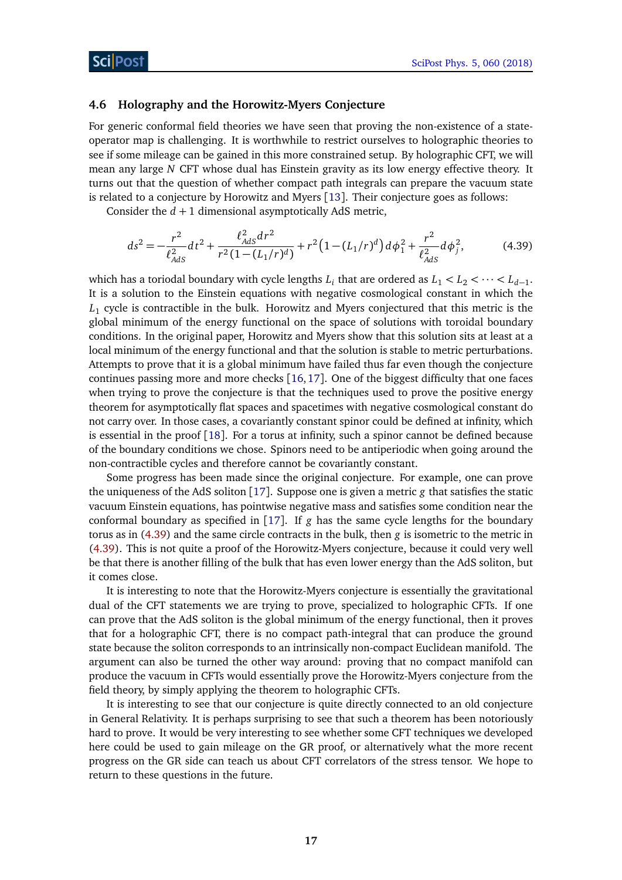### 4.6 Holography and the Horowitz-Myers Conjecture

For generic conformal field theories we have seen that proving the non-existence of a state-operator map is challenging. It is worthwhile to restrict ourselves to holographic theories to see if some mileage can be gained in this more constrained setup. By holographic CFT, we will mean any large $N$ CFT whose dual has Einstein gravity as its low energy effective theory. It turns out that the question of whether compact path integrals can prepare the vacuum state is related to a conjecture by Horowitz and Myers [13]. Their conjecture goes as follows:

Consider the $d+1$ dimensional asymptotically AdS metric,

$$ds^2 = -\frac{r^2}{\ell_{AdS}^2}dt^2 + \frac{\ell_{AdS}^2 dr^2}{r^2(1-(L_1/r)^d)} + r^2\left(1-(L_1/r)^d\right)d\phi_1^2 + \frac{r^2}{\ell_{AdS}^2}d\phi_j^2, \tag{4.39}$$

which has a toriodal boundary with cycle lengths $L_i$ that are ordered as $L_1 < L_2 < \cdots < L_{d-1}$. It is a solution to the Einstein equations with negative cosmological constant in which the $L_1$ cycle is contractible in the bulk. Horowitz and Myers conjectured that this metric is the global minimum of the energy functional on the space of solutions with toroidal boundary conditions. In the original paper, Horowitz and Myers show that this solution sits at least at a local minimum of the energy functional and that the solution is stable to metric perturbations. Attempts to prove that it is a global minimum have failed thus far even though the conjecture continues passing more and more checks [16, 17]. One of the biggest difficulty that one faces when trying to prove the conjecture is that the techniques used to prove the positive energy theorem for asymptotically flat spaces and spacetimes with negative cosmological constant do not carry over. In those cases, a covariantly constant spinor could be defined at infinity, which is essential in the proof [18]. For a torus at infinity, such a spinor cannot be defined because of the boundary conditions we chose. Spinors need to be antiperiodic when going around the non-contractible cycles and therefore cannot be covariantly constant.

Some progress has been made since the original conjecture. For example, one can prove the uniqueness of the AdS soliton [17]. Suppose one is given a metric $g$ that satisfies the static vacuum Einstein equations, has pointwise negative mass and satisfies some condition near the conformal boundary as specified in [17]. If $g$ has the same cycle lengths for the boundary torus as in (4.39) and the same circle contracts in the bulk, then $g$ is isometric to the metric in (4.39). This is not quite a proof of the Horowitz-Myers conjecture, because it could very well be that there is another filling of the bulk that has even lower energy than the AdS soliton, but it comes close.

It is interesting to note that the Horowitz-Myers conjecture is essentially the gravitational dual of the CFT statements we are trying to prove, specialized to holographic CFTs. If one can prove that the AdS soliton is the global minimum of the energy functional, then it proves that for a holographic CFT, there is no compact path-integral that can produce the ground state because the soliton corresponds to an intrinsically non-compact Euclidean manifold. The argument can also be turned the other way around: proving that no compact manifold can produce the vacuum in CFTs would essentially prove the Horowitz-Myers conjecture from the field theory, by simply applying the theorem to holographic CFTs.

It is interesting to see that our conjecture is quite directly connected to an old conjecture in General Relativity. It is perhaps surprising to see that such a theorem has been notoriously hard to prove. It would be very interesting to see whether some CFT techniques we developed here could be used to gain mileage on the GR proof, or alternatively what the more recent progress on the GR side can teach us about CFT correlators of the stress tensor. We hope to return to these questions in the future.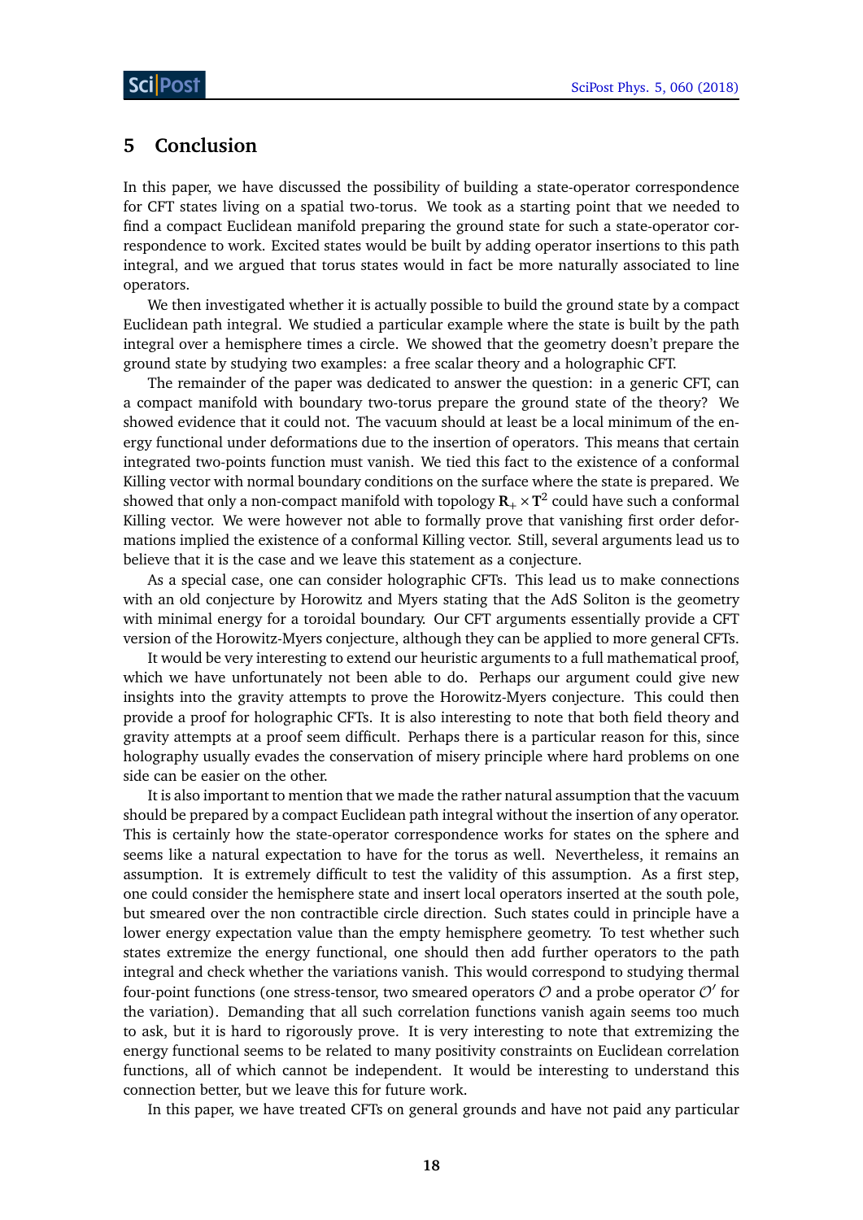## 5 Conclusion

In this paper, we have discussed the possibility of building a state-operator correspondence for CFT states living on a spatial two-torus. We took as a starting point that we needed to find a compact Euclidean manifold preparing the ground state for such a state-operator correspondence to work. Excited states would be built by adding operator insertions to this path integral, and we argued that torus states would in fact be more naturally associated to line operators.

We then investigated whether it is actually possible to build the ground state by a compact Euclidean path integral. We studied a particular example where the state is built by the path integral over a hemisphere times a circle. We showed that the geometry doesn't prepare the ground state by studying two examples: a free scalar theory and a holographic CFT.

The remainder of the paper was dedicated to answer the question: in a generic CFT, can a compact manifold with boundary two-torus prepare the ground state of the theory? We showed evidence that it could not. The vacuum should at least be a local minimum of the energy functional under deformations due to the insertion of operators. This means that certain integrated two-points function must vanish. We tied this fact to the existence of a conformal Killing vector with normal boundary conditions on the surface where the state is prepared. We showed that only a non-compact manifold with topology $\mathbf{R}_+ \times \mathbf{T}^2$ could have such a conformal Killing vector. We were however not able to formally prove that vanishing first order deformations implied the existence of a conformal Killing vector. Still, several arguments lead us to believe that it is the case and we leave this statement as a conjecture.

As a special case, one can consider holographic CFTs. This lead us to make connections with an old conjecture by Horowitz and Myers stating that the AdS Soliton is the geometry with minimal energy for a toroidal boundary. Our CFT arguments essentially provide a CFT version of the Horowitz-Myers conjecture, although they can be applied to more general CFTs.

It would be very interesting to extend our heuristic arguments to a full mathematical proof, which we have unfortunately not been able to do. Perhaps our argument could give new insights into the gravity attempts to prove the Horowitz-Myers conjecture. This could then provide a proof for holographic CFTs. It is also interesting to note that both field theory and gravity attempts at a proof seem difficult. Perhaps there is a particular reason for this, since holography usually evades the conservation of misery principle where hard problems on one side can be easier on the other.

It is also important to mention that we made the rather natural assumption that the vacuum should be prepared by a compact Euclidean path integral without the insertion of any operator. This is certainly how the state-operator correspondence works for states on the sphere and seems like a natural expectation to have for the torus as well. Nevertheless, it remains an assumption. It is extremely difficult to test the validity of this assumption. As a first step, one could consider the hemisphere state and insert local operators inserted at the south pole, but smeared over the non contractible circle direction. Such states could in principle have a lower energy expectation value than the empty hemisphere geometry. To test whether such states extremize the energy functional, one should then add further operators to the path integral and check whether the variations vanish. This would correspond to studying thermal four-point functions (one stress-tensor, two smeared operators $\mathcal{O}$ and a probe operator $\mathcal{O}'$ for the variation). Demanding that all such correlation functions vanish again seems too much to ask, but it is hard to rigorously prove. It is very interesting to note that extremizing the energy functional seems to be related to many positivity constraints on Euclidean correlation functions, all of which cannot be independent. It would be interesting to understand this connection better, but we leave this for future work.

In this paper, we have treated CFTs on general grounds and have not paid any particular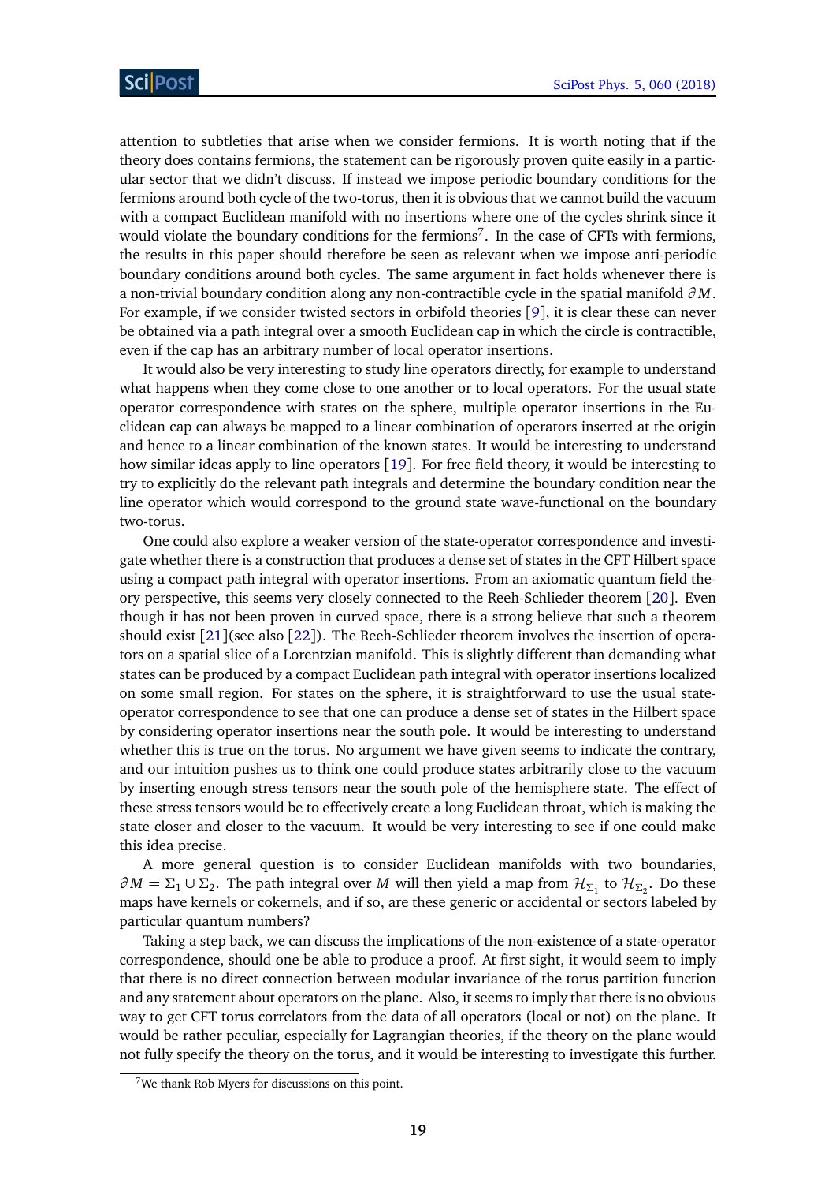attention to subtleties that arise when we consider fermions. It is worth noting that if the theory does contains fermions, the statement can be rigorously proven quite easily in a particular sector that we didn't discuss. If instead we impose periodic boundary conditions for the fermions around both cycle of the two-torus, then it is obvious that we cannot build the vacuum with a compact Euclidean manifold with no insertions where one of the cycles shrink since it would violate the boundary conditions for the fermions[7]. In the case of CFTs with fermions, the results in this paper should therefore be seen as relevant when we impose anti-periodic boundary conditions around both cycles. The same argument in fact holds whenever there is a non-trivial boundary condition along any non-contractible cycle in the spatial manifold $\partial M$. For example, if we consider twisted sectors in orbifold theories [9], it is clear these can never be obtained via a path integral over a smooth Euclidean cap in which the circle is contractible, even if the cap has an arbitrary number of local operator insertions.

It would also be very interesting to study line operators directly, for example to understand what happens when they come close to one another or to local operators. For the usual state operator correspondence with states on the sphere, multiple operator insertions in the Euclidean cap can always be mapped to a linear combination of operators inserted at the origin and hence to a linear combination of the known states. It would be interesting to understand how similar ideas apply to line operators [19]. For free field theory, it would be interesting to try to explicitly do the relevant path integrals and determine the boundary condition near the line operator which would correspond to the ground state wave-functional on the boundary two-torus.

One could also explore a weaker version of the state-operator correspondence and investigate whether there is a construction that produces a dense set of states in the CFT Hilbert space using a compact path integral with operator insertions. From an axiomatic quantum field theory perspective, this seems very closely connected to the Reeh-Schlieder theorem [20]. Even though it has not been proven in curved space, there is a strong believe that such a theorem should exist [21](see also [22]). The Reeh-Schlieder theorem involves the insertion of operators on a spatial slice of a Lorentzian manifold. This is slightly different than demanding what states can be produced by a compact Euclidean path integral with operator insertions localized on some small region. For states on the sphere, it is straightforward to use the usual state-operator correspondence to see that one can produce a dense set of states in the Hilbert space by considering operator insertions near the south pole. It would be interesting to understand whether this is true on the torus. No argument we have given seems to indicate the contrary, and our intuition pushes us to think one could produce states arbitrarily close to the vacuum by inserting enough stress tensors near the south pole of the hemisphere state. The effect of these stress tensors would be to effectively create a long Euclidean throat, which is making the state closer and closer to the vacuum. It would be very interesting to see if one could make this idea precise.

A more general question is to consider Euclidean manifolds with two boundaries, $\partial M = \Sigma_1 \cup \Sigma_2$. The path integral over $M$ will then yield a map from $\mathcal{H}_{\Sigma_1}$ to $\mathcal{H}_{\Sigma_2}$. Do these maps have kernels or cokernels, and if so, are these generic or accidental or sectors labeled by particular quantum numbers?

Taking a step back, we can discuss the implications of the non-existence of a state-operator correspondence, should one be able to produce a proof. At first sight, it would seem to imply that there is no direct connection between modular invariance of the torus partition function and any statement about operators on the plane. Also, it seems to imply that there is no obvious way to get CFT torus correlators from the data of all operators (local or not) on the plane. It would be rather peculiar, especially for Lagrangian theories, if the theory on the plane would not fully specify the theory on the torus, and it would be interesting to investigate this further.

[7] We thank Rob Myers for discussions on this point.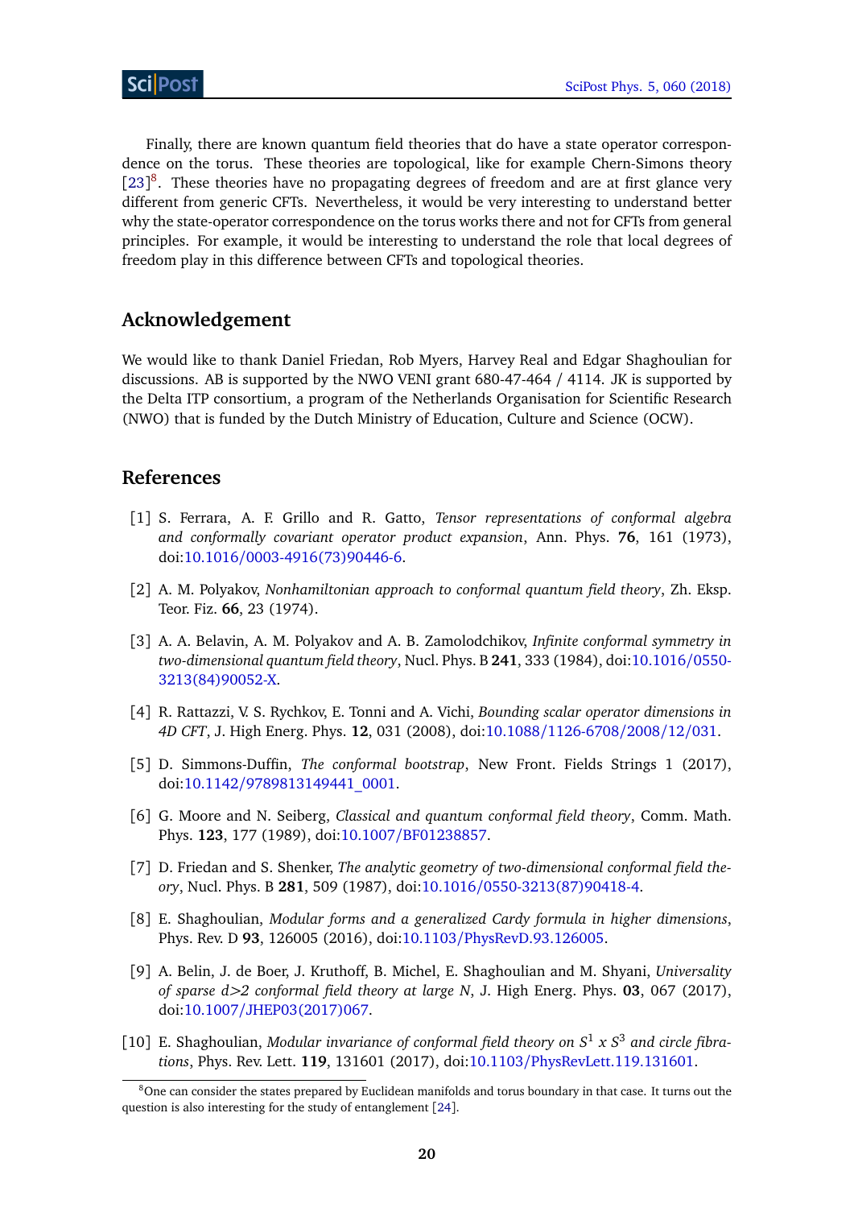Finally, there are known quantum field theories that do have a state operator correspondence on the torus. These theories are topological, like for example Chern-Simons theory [23][8]. These theories have no propagating degrees of freedom and are at first glance very different from generic CFTs. Nevertheless, it would be very interesting to understand better why the state-operator correspondence on the torus works there and not for CFTs from general principles. For example, it would be interesting to understand the role that local degrees of freedom play in this difference between CFTs and topological theories.

## Acknowledgement

We would like to thank Daniel Friedan, Rob Myers, Harvey Real and Edgar Shaghoulian for discussions. AB is supported by the NWO VENI grant 680-47-464 / 4114. JK is supported by the Delta ITP consortium, a program of the Netherlands Organisation for Scientific Research (NWO) that is funded by the Dutch Ministry of Education, Culture and Science (OCW).

## References

[1] S. Ferrara, A. F. Grillo and R. Gatto, *Tensor representations of conformal algebra and conformally covariant operator product expansion*, Ann. Phys. **76**, 161 (1973), doi:10.1016/0003-4916(73)90446-6.

[2] A. M. Polyakov, *Nonhamiltonian approach to conformal quantum field theory*, Zh. Eksp. Teor. Fiz. **66**, 23 (1974).

[3] A. A. Belavin, A. M. Polyakov and A. B. Zamolodchikov, *Infinite conformal symmetry in two-dimensional quantum field theory*, Nucl. Phys. B **241**, 333 (1984), doi:10.1016/0550-3213(84)90052-X.

[4] R. Rattazzi, V. S. Rychkov, E. Tonni and A. Vichi, *Bounding scalar operator dimensions in 4D CFT*, J. High Energ. Phys. **12**, 031 (2008), doi:10.1088/1126-6708/2008/12/031.

[5] D. Simmons-Duffin, *The conformal bootstrap*, New Front. Fields Strings 1 (2017), doi:10.1142/9789813149441_0001.

[6] G. Moore and N. Seiberg, *Classical and quantum conformal field theory*, Comm. Math. Phys. **123**, 177 (1989), doi:10.1007/BF01238857.

[7] D. Friedan and S. Shenker, *The analytic geometry of two-dimensional conformal field theory*, Nucl. Phys. B **281**, 509 (1987), doi:10.1016/0550-3213(87)90418-4.

[8] E. Shaghoulian, *Modular forms and a generalized Cardy formula in higher dimensions*, Phys. Rev. D **93**, 126005 (2016), doi:10.1103/PhysRevD.93.126005.

[9] A. Belin, J. de Boer, J. Kruthoff, B. Michel, E. Shaghoulian and M. Shyani, *Universality of sparse d>2 conformal field theory at large N*, J. High Energ. Phys. **03**, 067 (2017), doi:10.1007/JHEP03(2017)067.

[10] E. Shaghoulian, *Modular invariance of conformal field theory on $S^1$ x $S^3$ and circle fibrations*, Phys. Rev. Lett. **119**, 131601 (2017), doi:10.1103/PhysRevLett.119.131601.

[8] One can consider the states prepared by Euclidean manifolds and torus boundary in that case. It turns out the question is also interesting for the study of entanglement [24].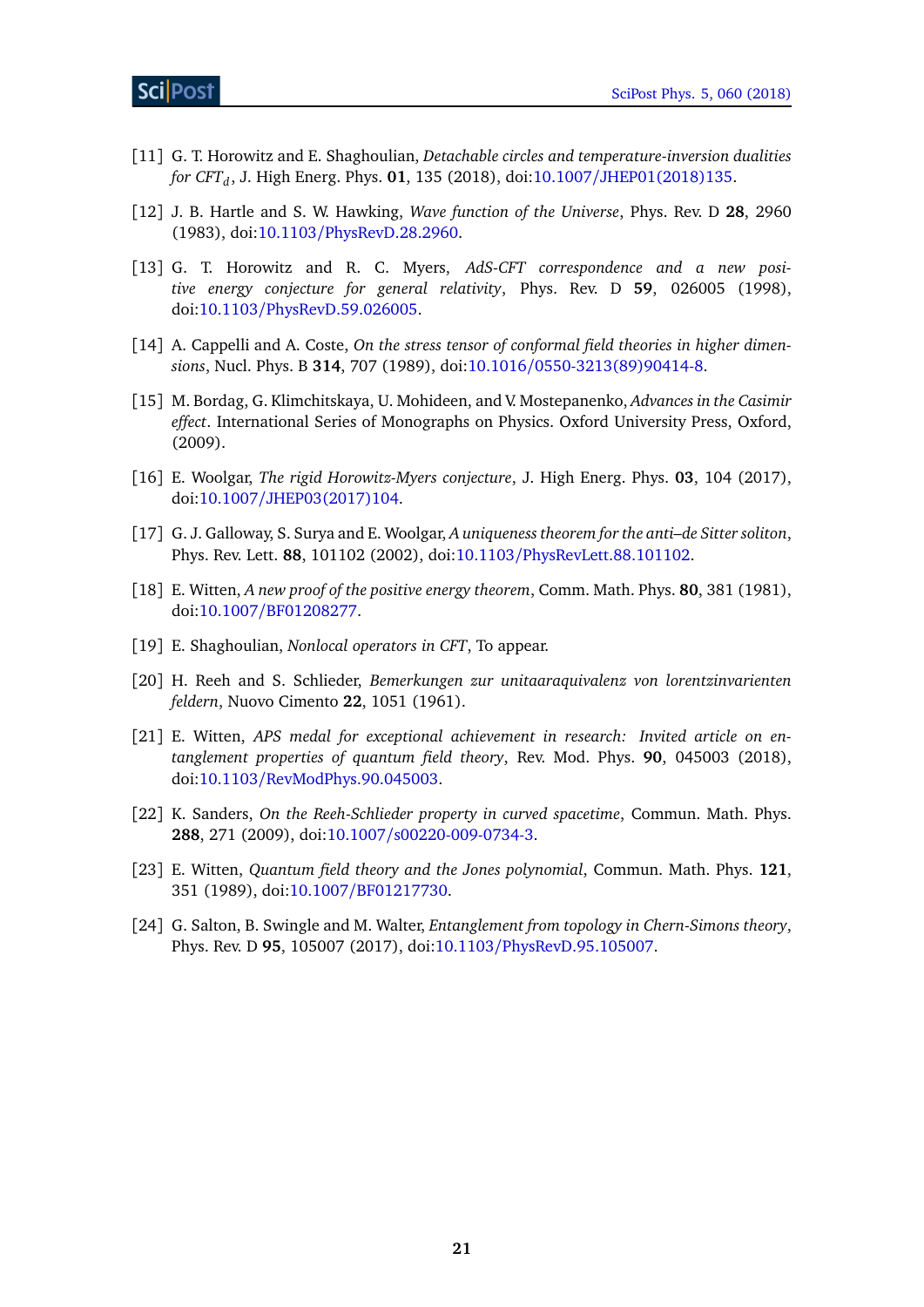[11] G. T. Horowitz and E. Shaghoulian, *Detachable circles and temperature-inversion dualities for CFT$_d$*, J. High Energ. Phys. **01**, 135 (2018), doi:10.1007/JHEP01(2018)135.

[12] J. B. Hartle and S. W. Hawking, *Wave function of the Universe*, Phys. Rev. D **28**, 2960 (1983), doi:10.1103/PhysRevD.28.2960.

[13] G. T. Horowitz and R. C. Myers, *AdS-CFT correspondence and a new positive energy conjecture for general relativity*, Phys. Rev. D **59**, 026005 (1998), doi:10.1103/PhysRevD.59.026005.

[14] A. Cappelli and A. Coste, *On the stress tensor of conformal field theories in higher dimensions*, Nucl. Phys. B **314**, 707 (1989), doi:10.1016/0550-3213(89)90414-8.

[15] M. Bordag, G. Klimchitskaya, U. Mohideen, and V. Mostepanenko, *Advances in the Casimir effect*. International Series of Monographs on Physics. Oxford University Press, Oxford, (2009).

[16] E. Woolgar, *The rigid Horowitz-Myers conjecture*, J. High Energ. Phys. **03**, 104 (2017), doi:10.1007/JHEP03(2017)104.

[17] G. J. Galloway, S. Surya and E. Woolgar, *A uniqueness theorem for the anti–de Sitter soliton*, Phys. Rev. Lett. **88**, 101102 (2002), doi:10.1103/PhysRevLett.88.101102.

[18] E. Witten, *A new proof of the positive energy theorem*, Comm. Math. Phys. **80**, 381 (1981), doi:10.1007/BF01208277.

[19] E. Shaghoulian, *Nonlocal operators in CFT*, To appear.

[20] H. Reeh and S. Schlieder, *Bemerkungen zur unitaaraquivalenz von lorentzinvarienten feldern*, Nuovo Cimento **22**, 1051 (1961).

[21] E. Witten, *APS medal for exceptional achievement in research: Invited article on entanglement properties of quantum field theory*, Rev. Mod. Phys. **90**, 045003 (2018), doi:10.1103/RevModPhys.90.045003.

[22] K. Sanders, *On the Reeh-Schlieder property in curved spacetime*, Commun. Math. Phys. **288**, 271 (2009), doi:10.1007/s00220-009-0734-3.

[23] E. Witten, *Quantum field theory and the Jones polynomial*, Commun. Math. Phys. **121**, 351 (1989), doi:10.1007/BF01217730.

[24] G. Salton, B. Swingle and M. Walter, *Entanglement from topology in Chern-Simons theory*, Phys. Rev. D **95**, 105007 (2017), doi:10.1103/PhysRevD.95.105007.